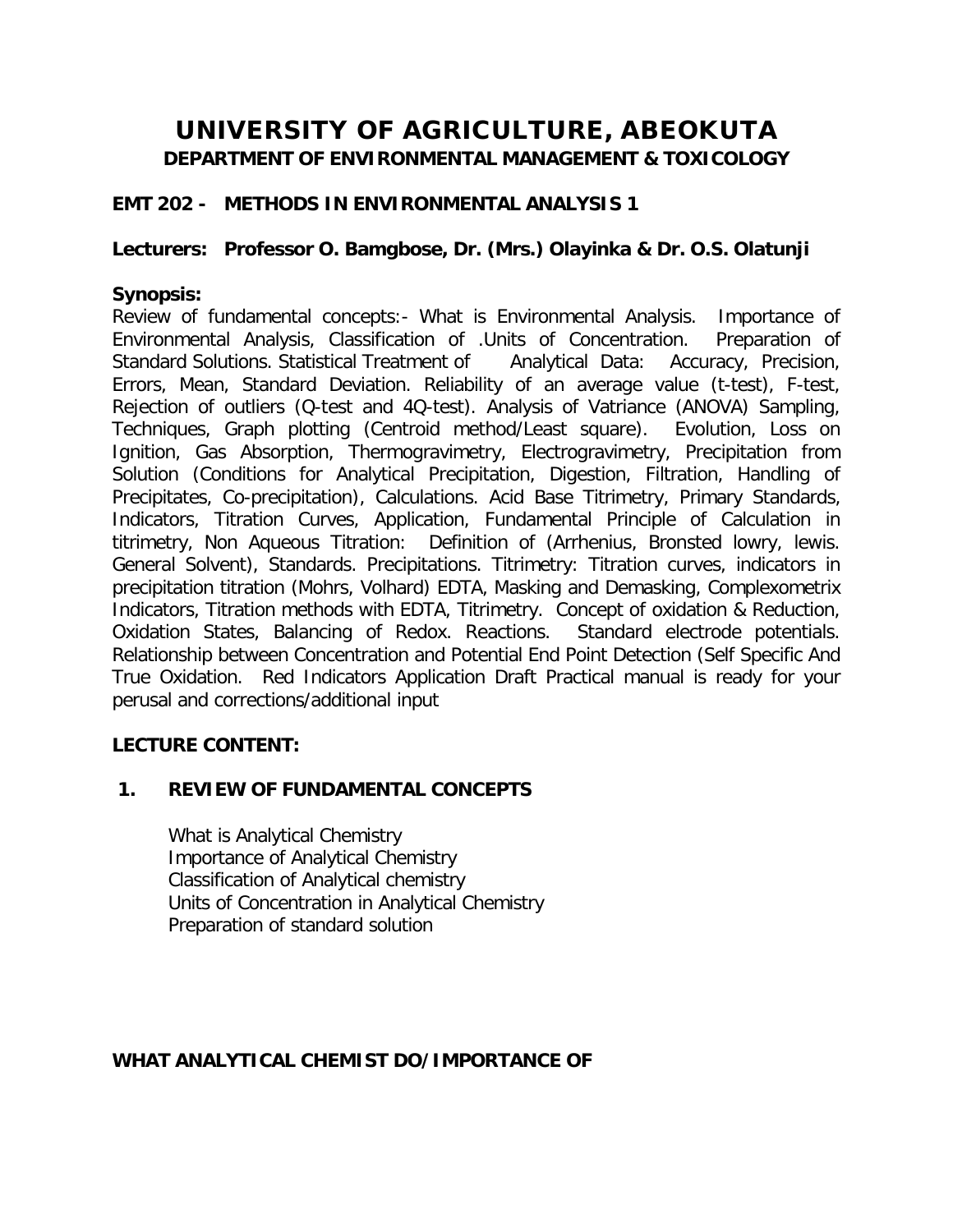# UNIVERSITY OF AGRICULTURE, ABEOKUTA

## DEPARTMENT OF ENVIRONMENTAL MANAGEMENT & TOXICOLOGY

**EMT 202 - METHODS IN ENVIRONMENTAL ANALYSIS 1**

**Lecturers: Professor O. Bamgbose, Dr. (Mrs.) Olayinka & Dr. O.S. Olatunji**

**Synopsis:**

Review of fundamental concepts:- What is Environmental Analysis. Importance of Environmental Analysis, Classification of .Units of Concentration. Preparation of Standard Solutions. Statistical Treatment of Analytical Data: Accuracy, Precision, Errors, Mean, Standard Deviation. Reliability of an average value (t-test), F-test, Rejection of outliers (Q-test and 4Q-test). Analysis of Vatriance (ANOVA) Sampling, Techniques, Graph plotting (Centroid method/Least square). Evolution, Loss on Ignition, Gas Absorption, Thermogravimetry, Electrogravimetry, Precipitation from Solution (Conditions for Analytical Precipitation, Digestion, Filtration, Handling of Precipitates, Co-precipitation), Calculations. Acid Base Titrimetry, Primary Standards, Indicators, Titration Curves, Application, Fundamental Principle of Calculation in titrimetry, Non Aqueous Titration: Definition of (Arrhenius, Bronsted lowry, lewis. General Solvent), Standards. Precipitations. Titrimetry: Titration curves, indicators in precipitation titration (Mohrs, Volhard) EDTA, Masking and Demasking, Complexometrix Indicators, Titration methods with EDTA, Titrimetry. Concept of oxidation & Reduction, Oxidation States, Balancing of Redox. Reactions. Standard electrode potentials. Relationship between Concentration and Potential End Point Detection (Self Specific And True Oxidation. Red Indicators Application Draft Practical manual is ready for your perusal and corrections/additional input

**LECTURE CONTENT:**

### 1. REVIEW OF FUNDAMENTAL CONCEPTS

What is Analytical Chemistry
Importance of Analytical Chemistry
Classification of Analytical chemistry
Units of Concentration in Analytical Chemistry
Preparation of standard solution

**WHAT ANALYTICAL CHEMIST DO/IMPORTANCE OF**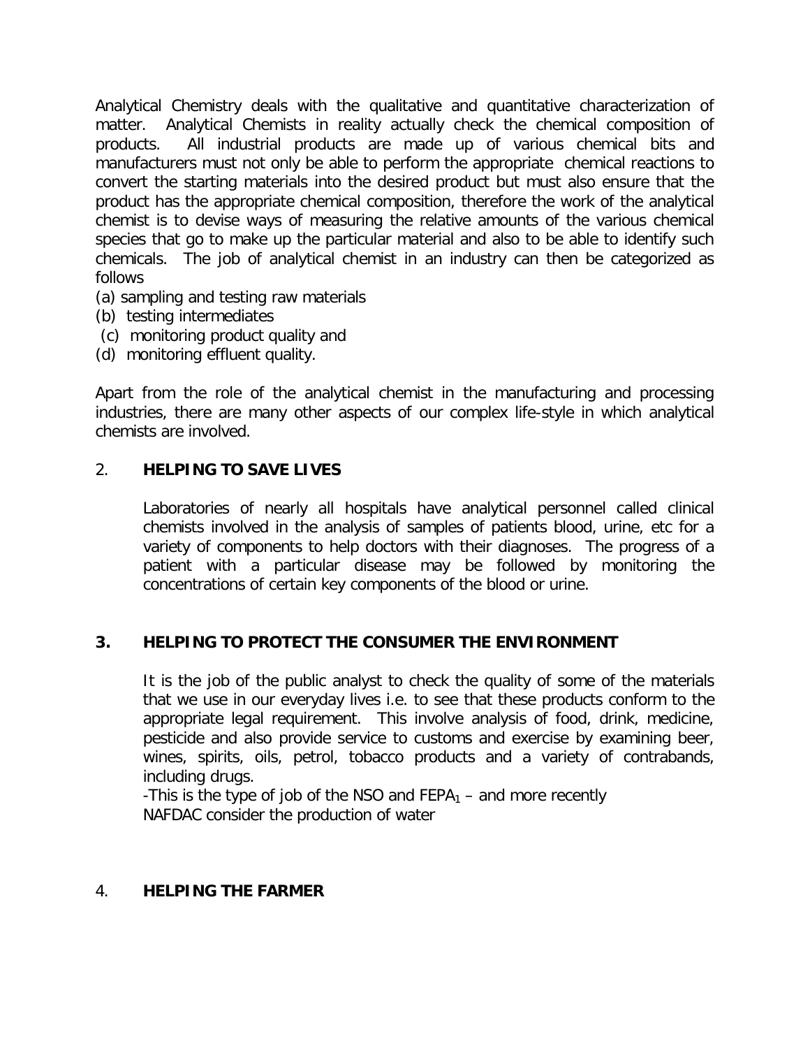Analytical Chemistry deals with the qualitative and quantitative characterization of matter. Analytical Chemists in reality actually check the chemical composition of products. All industrial products are made up of various chemical bits and manufacturers must not only be able to perform the appropriate chemical reactions to convert the starting materials into the desired product but must also ensure that the product has the appropriate chemical composition, therefore the work of the analytical chemist is to devise ways of measuring the relative amounts of the various chemical species that go to make up the particular material and also to be able to identify such chemicals. The job of analytical chemist in an industry can then be categorized as follows

(a) sampling and testing raw materials
(b) testing intermediates
(c) monitoring product quality and
(d) monitoring effluent quality.

Apart from the role of the analytical chemist in the manufacturing and processing industries, there are many other aspects of our complex life-style in which analytical chemists are involved.

## 2. HELPING TO SAVE LIVES

Laboratories of nearly all hospitals have analytical personnel called clinical chemists involved in the analysis of samples of patients blood, urine, etc for a variety of components to help doctors with their diagnoses. The progress of a patient with a particular disease may be followed by monitoring the concentrations of certain key components of the blood or urine.

## 3. HELPING TO PROTECT THE CONSUMER THE ENVIRONMENT

It is the job of the public analyst to check the quality of some of the materials that we use in our everyday lives i.e. to see that these products conform to the appropriate legal requirement. This involve analysis of food, drink, medicine, pesticide and also provide service to customs and exercise by examining beer, wines, spirits, oils, petrol, tobacco products and a variety of contrabands, including drugs.

-This is the type of job of the NSO and $FEPA_1$ – and more recently NAFDAC consider the production of water

## 4. HELPING THE FARMER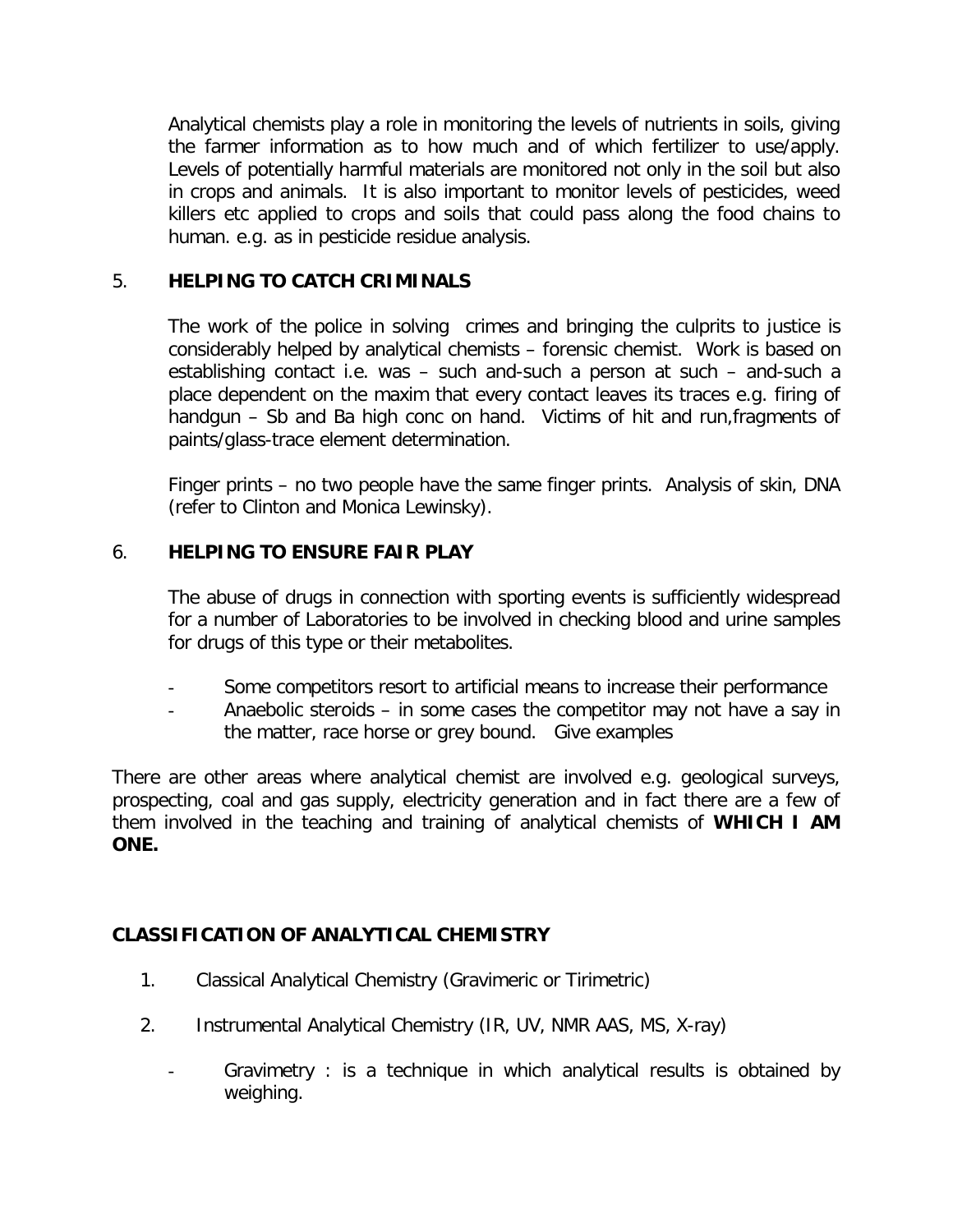Analytical chemists play a role in monitoring the levels of nutrients in soils, giving the farmer information as to how much and of which fertilizer to use/apply. Levels of potentially harmful materials are monitored not only in the soil but also in crops and animals. It is also important to monitor levels of pesticides, weed killers etc applied to crops and soils that could pass along the food chains to human. e.g. as in pesticide residue analysis.

5. **HELPING TO CATCH CRIMINALS**

The work of the police in solving crimes and bringing the culprits to justice is considerably helped by analytical chemists – forensic chemist. Work is based on establishing contact i.e. was – such and-such a person at such – and-such a place dependent on the maxim that every contact leaves its traces e.g. firing of handgun – Sb and Ba high conc on hand. Victims of hit and run,fragments of paints/glass-trace element determination.

Finger prints – no two people have the same finger prints. Analysis of skin, DNA (refer to Clinton and Monica Lewinsky).

6. **HELPING TO ENSURE FAIR PLAY**

The abuse of drugs in connection with sporting events is sufficiently widespread for a number of Laboratories to be involved in checking blood and urine samples for drugs of this type or their metabolites.

- Some competitors resort to artificial means to increase their performance
- Anaebolic steroids – in some cases the competitor may not have a say in the matter, race horse or grey bound. Give examples

There are other areas where analytical chemist are involved e.g. geological surveys, prospecting, coal and gas supply, electricity generation and in fact there are a few of them involved in the teaching and training of analytical chemists of **WHICH I AM ONE.**

**CLASSIFICATION OF ANALYTICAL CHEMISTRY**

1. Classical Analytical Chemistry (Gravimeric or Tirimetric)
2. Instrumental Analytical Chemistry (IR, UV, NMR AAS, MS, X-ray)
   - Gravimetry : is a technique in which analytical results is obtained by weighing.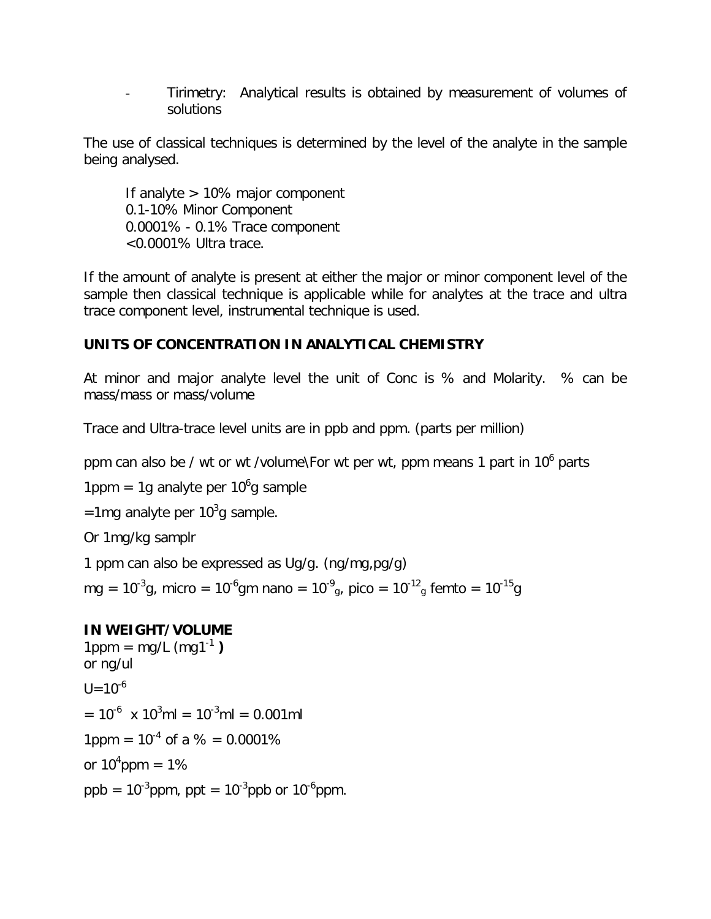- Tirimetry: Analytical results is obtained by measurement of volumes of solutions

The use of classical techniques is determined by the level of the analyte in the sample being analysed.

If analyte > 10% major component
0.1-10% Minor Component
0.0001% - 0.1% Trace component
<0.0001% Ultra trace.

If the amount of analyte is present at either the major or minor component level of the sample then classical technique is applicable while for analytes at the trace and ultra trace component level, instrumental technique is used.

**UNITS OF CONCENTRATION IN ANALYTICAL CHEMISTRY**

At minor and major analyte level the unit of Conc is % and Molarity. % can be mass/mass or mass/volume

Trace and Ultra-trace level units are in ppb and ppm. (parts per million)

ppm can also be / wt or wt /volume\For wt per wt, ppm means 1 part in $10^6$ parts

1ppm = 1g analyte per $10^6$g sample

=1mg analyte per $10^3$g sample.

Or 1mg/kg samplr

1 ppm can also be expressed as Ug/g. (ng/mg,pg/g)

mg = $10^{-3}$g, micro = $10^{-6}$gm nano = $10^{-9}$$_g$, pico = $10^{-12}$$_g$ femto = $10^{-15}$g

**IN WEIGHT/VOLUME**

1ppm = mg/L (mg$1^{-1}$ **)**
or ng/ul

U=$10^{-6}$

= $10^{-6}$ x $10^3$ml = $10^{-3}$ml = 0.001ml

1ppm = $10^{-4}$ of a % = 0.0001%

or $10^4$ppm = 1%

ppb = $10^{-3}$ppm, ppt = $10^{-3}$ppb or $10^{-6}$ppm.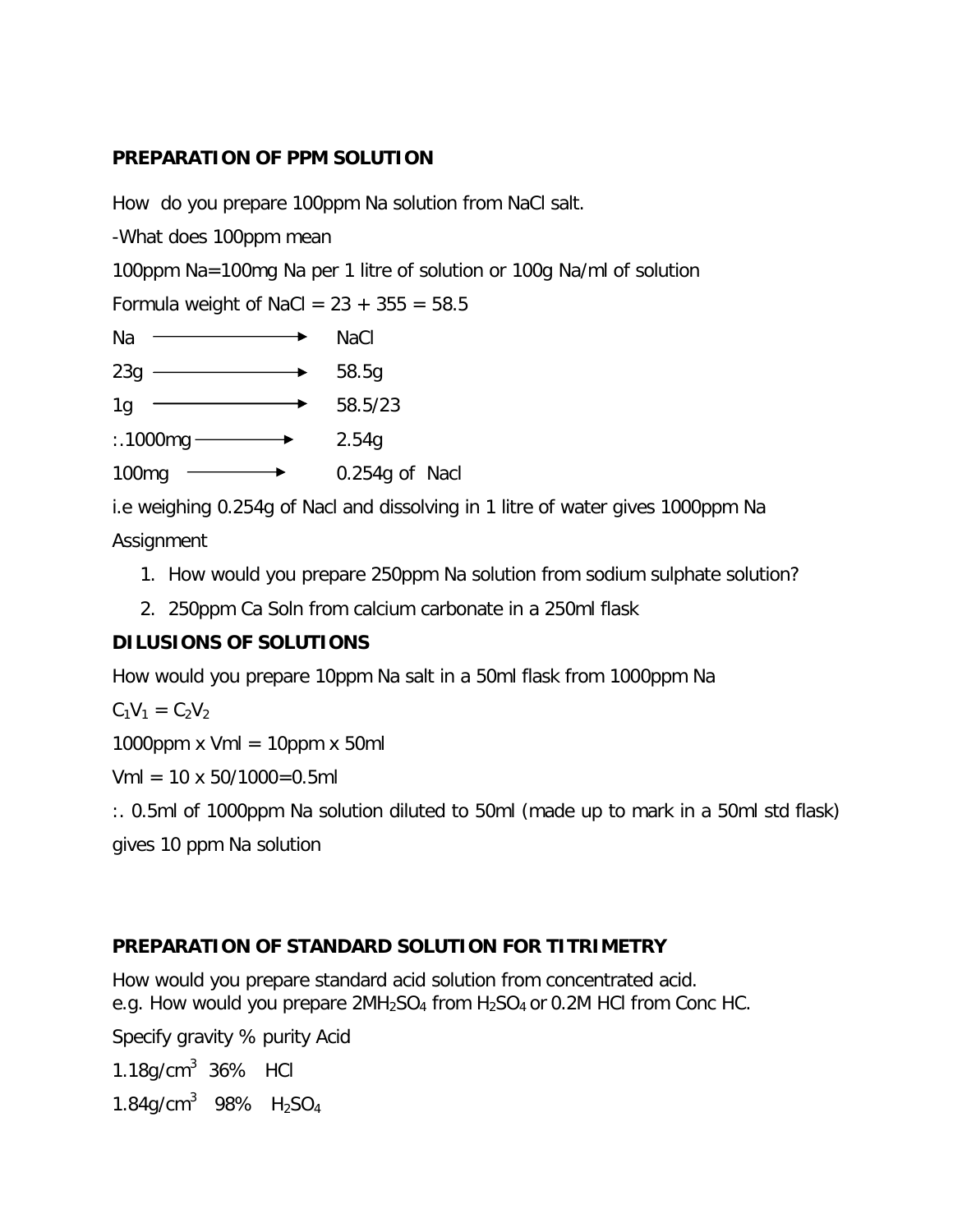**PREPARATION OF PPM SOLUTION**

How  do you prepare 100ppm Na solution from NaCl salt.

-What does 100ppm mean

100ppm Na=100mg Na per 1 litre of solution or 100g Na/ml of solution

Formula weight of NaCl = 23 + 355 = 58.5

Na $\longrightarrow$ NaCl

23g $\longrightarrow$ 58.5g

1g $\longrightarrow$ 58.5/23

:.1000mg $\longrightarrow$ 2.54g

100mg $\longrightarrow$ 0.254g of  Nacl

i.e weighing 0.254g of Nacl and dissolving in 1 litre of water gives 1000ppm Na

Assignment

1. How would you prepare 250ppm Na solution from sodium sulphate solution?
2. 250ppm Ca Soln from calcium carbonate in a 250ml flask

**DILUSIONS OF SOLUTIONS**

How would you prepare 10ppm Na salt in a 50ml flask from 1000ppm Na

$C_1V_1 = C_2V_2$

1000ppm x Vml = 10ppm x 50ml

Vml = 10 x 50/1000=0.5ml

:. 0.5ml of 1000ppm Na solution diluted to 50ml (made up to mark in a 50ml std flask) gives 10 ppm Na solution

**PREPARATION OF STANDARD SOLUTION FOR TITRIMETRY**

How would you prepare standard acid solution from concentrated acid.
e.g. How would you prepare 2M$H_2SO_4$ from $H_2SO_4$ or 0.2M HCl from Conc HC.

Specify gravity % purity Acid

$1.18g/cm^3$  36%   HCl

$1.84g/cm^3$   98%   $H_2SO_4$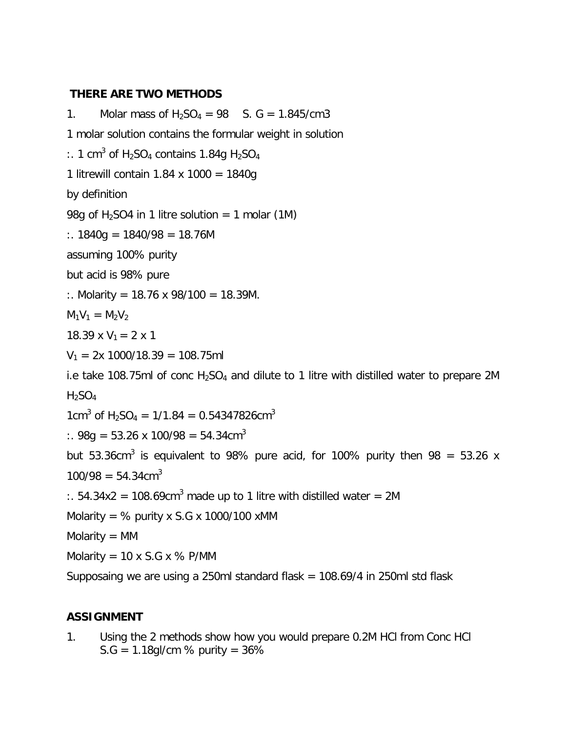**THERE ARE TWO METHODS**

1. Molar mass of $H_2SO_4$ = 98 S. G = 1.845/cm3

1 molar solution contains the formular weight in solution

:. 1 $cm^3$ of $H_2SO_4$ contains 1.84g $H_2SO_4$

1 litrewill contain 1.84 x 1000 = 1840g

by definition

98g of $H_2SO4$ in 1 litre solution = 1 molar (1M)

:. 1840g = 1840/98 = 18.76M

assuming 100% purity

but acid is 98% pure

:. Molarity = 18.76 x 98/100 = 18.39M.

$M_1V_1 = M_2V_2$

18.39 x $V_1$ = 2 x 1

$V_1$ = 2x 1000/18.39 = 108.75ml

i.e take 108.75ml of conc $H_2SO_4$ and dilute to 1 litre with distilled water to prepare 2M $H_2SO_4$

1$cm^3$ of $H_2SO_4$ = 1/1.84 = 0.54347826$cm^3$

:. 98g = 53.26 x 100/98 = 54.34$cm^3$

but 53.36$cm^3$ is equivalent to 98% pure acid, for 100% purity then 98 = 53.26 x 100/98 = 54.34$cm^3$

:. 54.34x2 = 108.69$cm^3$ made up to 1 litre with distilled water = 2M

Molarity = % purity x S.G x 1000/100 xMM

Molarity = MM

Molarity = 10 x S.G x % P/MM

Supposaing we are using a 250ml standard flask = 108.69/4 in 250ml std flask

**ASSIGNMENT**

1. Using the 2 methods show how you would prepare 0.2M HCl from Conc HCl S.G = 1.18gl/cm % purity = 36%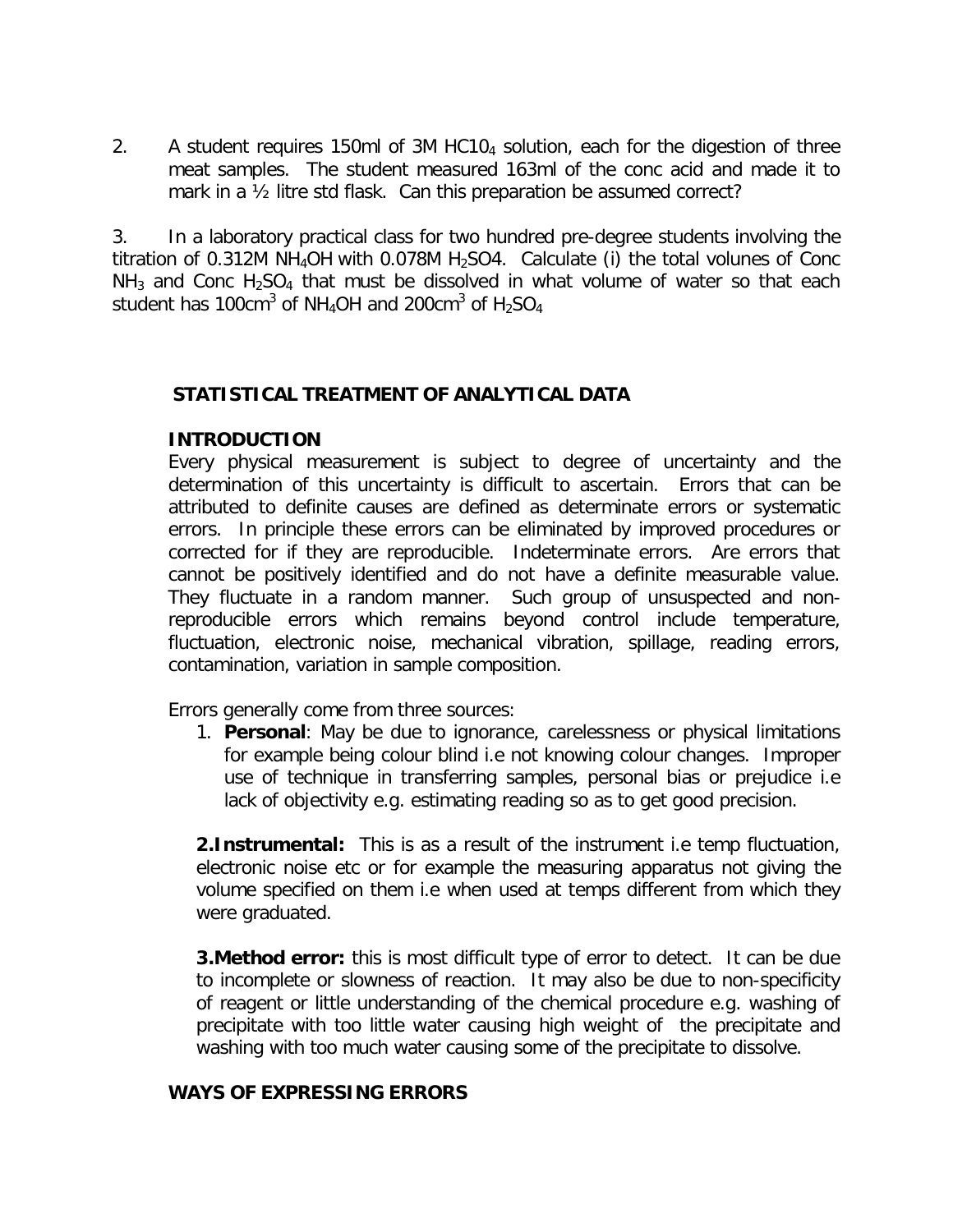2. A student requires 150ml of 3M $HC10_4$ solution, each for the digestion of three meat samples. The student measured 163ml of the conc acid and made it to mark in a ½ litre std flask. Can this preparation be assumed correct?

3. In a laboratory practical class for two hundred pre-degree students involving the titration of 0.312M $NH_4OH$ with 0.078M $H_2SO4$. Calculate (i) the total volunes of Conc $NH_3$ and Conc $H_2SO_4$ that must be dissolved in what volume of water so that each student has $100cm^3$ of $NH_4OH$ and $200cm^3$ of $H_2SO_4$

## STATISTICAL TREATMENT OF ANALYTICAL DATA

### INTRODUCTION

Every physical measurement is subject to degree of uncertainty and the determination of this uncertainty is difficult to ascertain. Errors that can be attributed to definite causes are defined as determinate errors or systematic errors. In principle these errors can be eliminated by improved procedures or corrected for if they are reproducible. Indeterminate errors. Are errors that cannot be positively identified and do not have a definite measurable value. They fluctuate in a random manner. Such group of unsuspected and non-reproducible errors which remains beyond control include temperature, fluctuation, electronic noise, mechanical vibration, spillage, reading errors, contamination, variation in sample composition.

Errors generally come from three sources:

1. **Personal**: May be due to ignorance, carelessness or physical limitations for example being colour blind i.e not knowing colour changes. Improper use of technique in transferring samples, personal bias or prejudice i.e lack of objectivity e.g. estimating reading so as to get good precision.

**2.Instrumental:** This is as a result of the instrument i.e temp fluctuation, electronic noise etc or for example the measuring apparatus not giving the volume specified on them i.e when used at temps different from which they were graduated.

**3.Method error:** this is most difficult type of error to detect. It can be due to incomplete or slowness of reaction. It may also be due to non-specificity of reagent or little understanding of the chemical procedure e.g. washing of precipitate with too little water causing high weight of the precipitate and washing with too much water causing some of the precipitate to dissolve.

### WAYS OF EXPRESSING ERRORS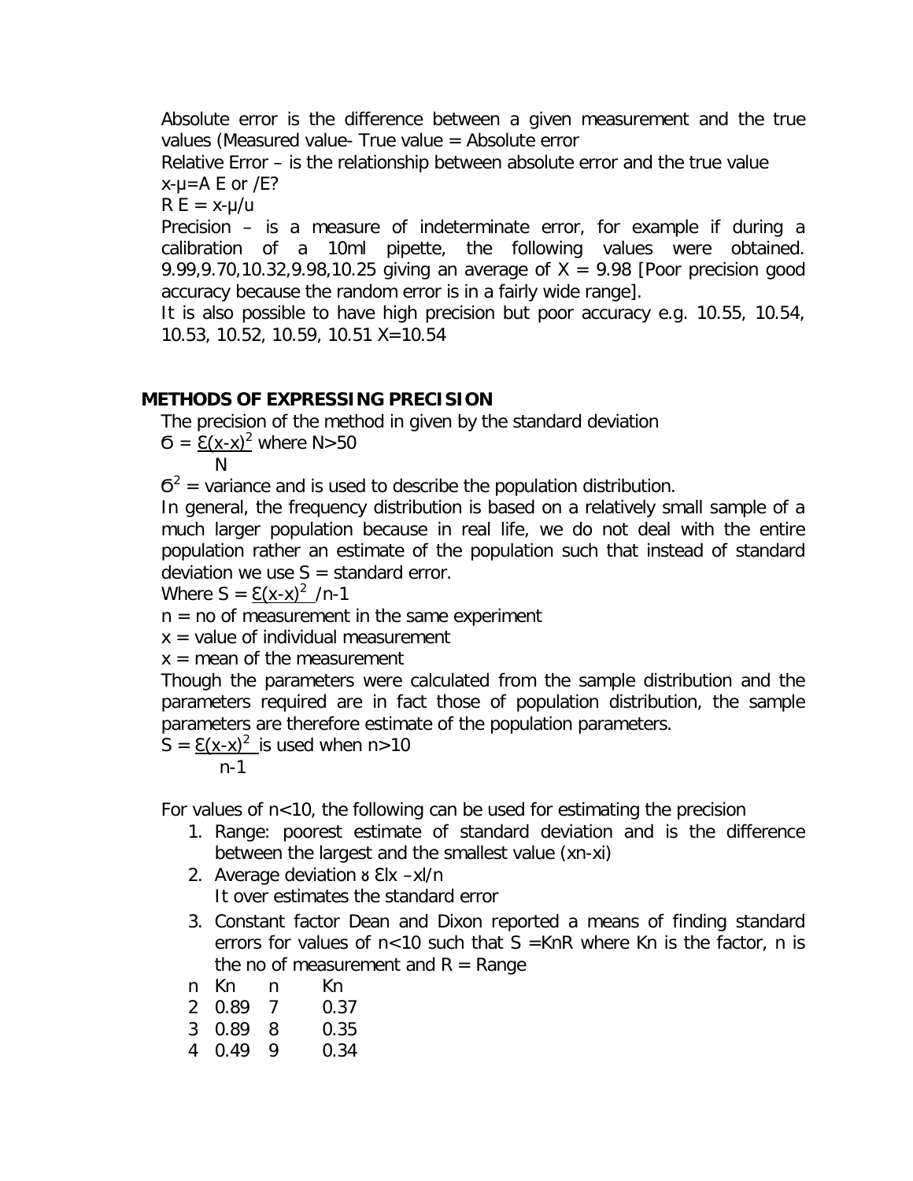Absolute error is the difference between a given measurement and the true values (Measured value- True value = Absolute error

Relative Error – is the relationship between absolute error and the true value

$x-\mu=A\ E$ or /E?

$R\ E = x-\mu/u$

Precision – is a measure of indeterminate error, for example if during a calibration of a 10ml pipette, the following values were obtained. 9.99,9.70,10.32,9.98,10.25 giving an average of $X = 9.98$ [Poor precision good accuracy because the random error is in a fairly wide range].

It is also possible to have high precision but poor accuracy e.g. 10.55, 10.54, 10.53, 10.52, 10.59, 10.51 X=10.54

## METHODS OF EXPRESSING PRECISION

The precision of the method in given by the standard deviation

$$\sigma = \frac{\Sigma(x-x)^2}{N} \text{ where } N>50$$

$\sigma^2$ = variance and is used to describe the population distribution.

In general, the frequency distribution is based on a relatively small sample of a much larger population because in real life, we do not deal with the entire population rather an estimate of the population such that instead of standard deviation we use S = standard error.

Where $S = \underline{\Sigma(x-x)^2}\ /n-1$

n = no of measurement in the same experiment

x = value of individual measurement

x = mean of the measurement

Though the parameters were calculated from the sample distribution and the parameters required are in fact those of population distribution, the sample parameters are therefore estimate of the population parameters.

$$S = \frac{\Sigma(x-x)^2}{n-1} \text{ is used when } n>10$$

For values of n<10, the following can be used for estimating the precision

1. Range: poorest estimate of standard deviation and is the difference between the largest and the smallest value (xn-xi)
2. Average deviation ȣ Ɛlx –xl/n
   It over estimates the standard error
3. Constant factor Dean and Dixon reported a means of finding standard errors for values of n<10 such that S =KnR where Kn is the factor, n is the no of measurement and R = Range

| n | Kn | n | Kn |
|---|---|---|---|
| 2 | 0.89 | 7 | 0.37 |
| 3 | 0.89 | 8 | 0.35 |
| 4 | 0.49 | 9 | 0.34 |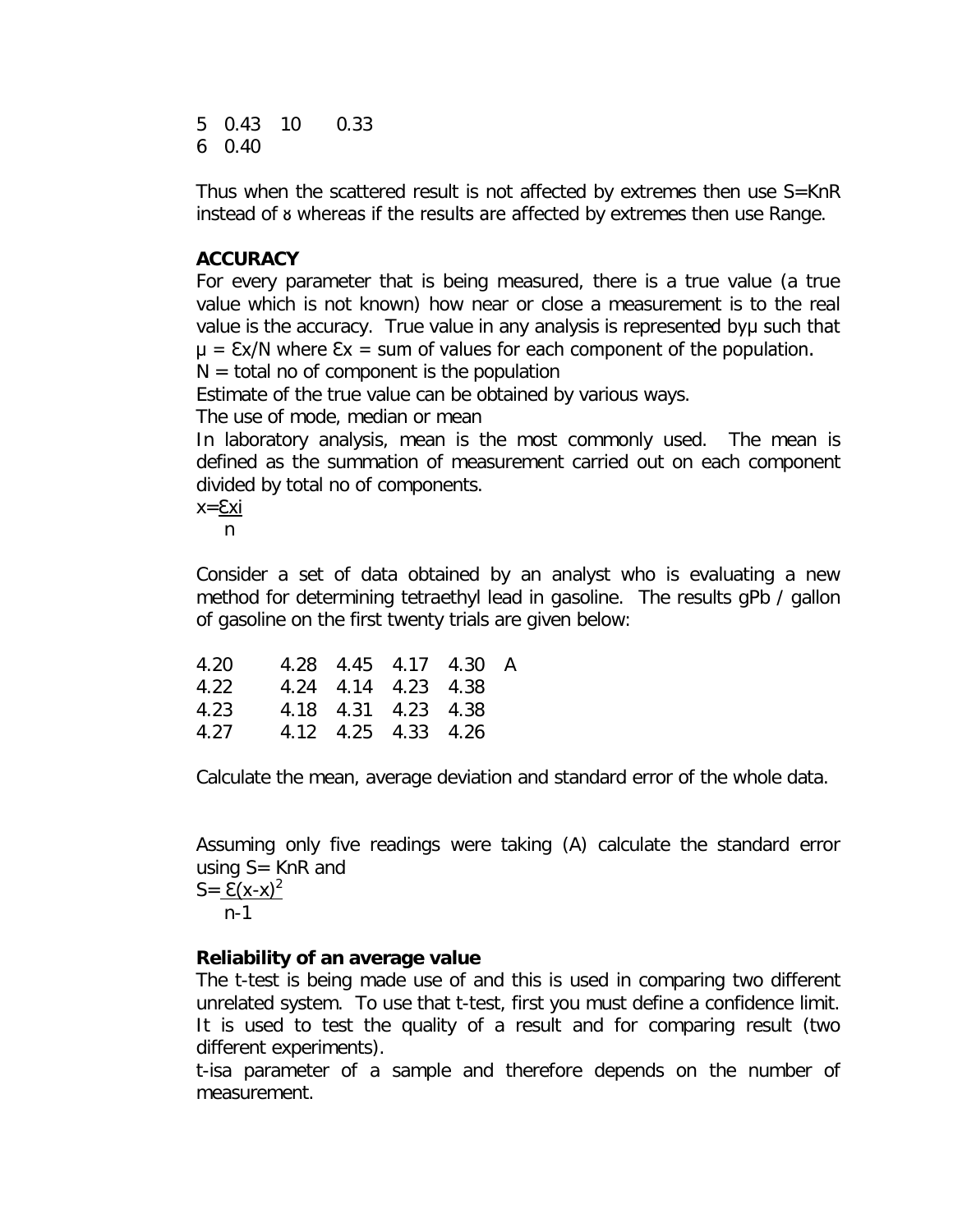| | | | |
|---|---|---|---|
| 5 | 0.43 | 10 | 0.33 |
| 6 | 0.40 | | |

Thus when the scattered result is not affected by extremes then use S=KnR instead of ɤ whereas if the results are affected by extremes then use Range.

**ACCURACY**

For every parameter that is being measured, there is a true value (a true value which is not known) how near or close a measurement is to the real value is the accuracy. True value in any analysis is represented by μ such that $\mu = \Sigma x/N$ where $\Sigma x$ = sum of values for each component of the population.
N = total no of component is the population
Estimate of the true value can be obtained by various ways.
The use of mode, median or mean
In laboratory analysis, mean is the most commonly used. The mean is defined as the summation of measurement carried out on each component divided by total no of components.

$$x = \frac{\Sigma x_i}{n}$$

Consider a set of data obtained by an analyst who is evaluating a new method for determining tetraethyl lead in gasoline. The results gPb / gallon of gasoline on the first twenty trials are given below:

| | | | | | |
|---|---|---|---|---|---|
| 4.20 | 4.28 | 4.45 | 4.17 | 4.30 | A |
| 4.22 | 4.24 | 4.14 | 4.23 | 4.38 | |
| 4.23 | 4.18 | 4.31 | 4.23 | 4.38 | |
| 4.27 | 4.12 | 4.25 | 4.33 | 4.26 | |

Calculate the mean, average deviation and standard error of the whole data.

Assuming only five readings were taking (A) calculate the standard error using S= KnR and

$$S = \frac{\Sigma(x-x)^2}{n-1}$$

**Reliability of an average value**

The t-test is being made use of and this is used in comparing two different unrelated system. To use that t-test, first you must define a confidence limit. It is used to test the quality of a result and for comparing result (two different experiments).
t-isa parameter of a sample and therefore depends on the number of measurement.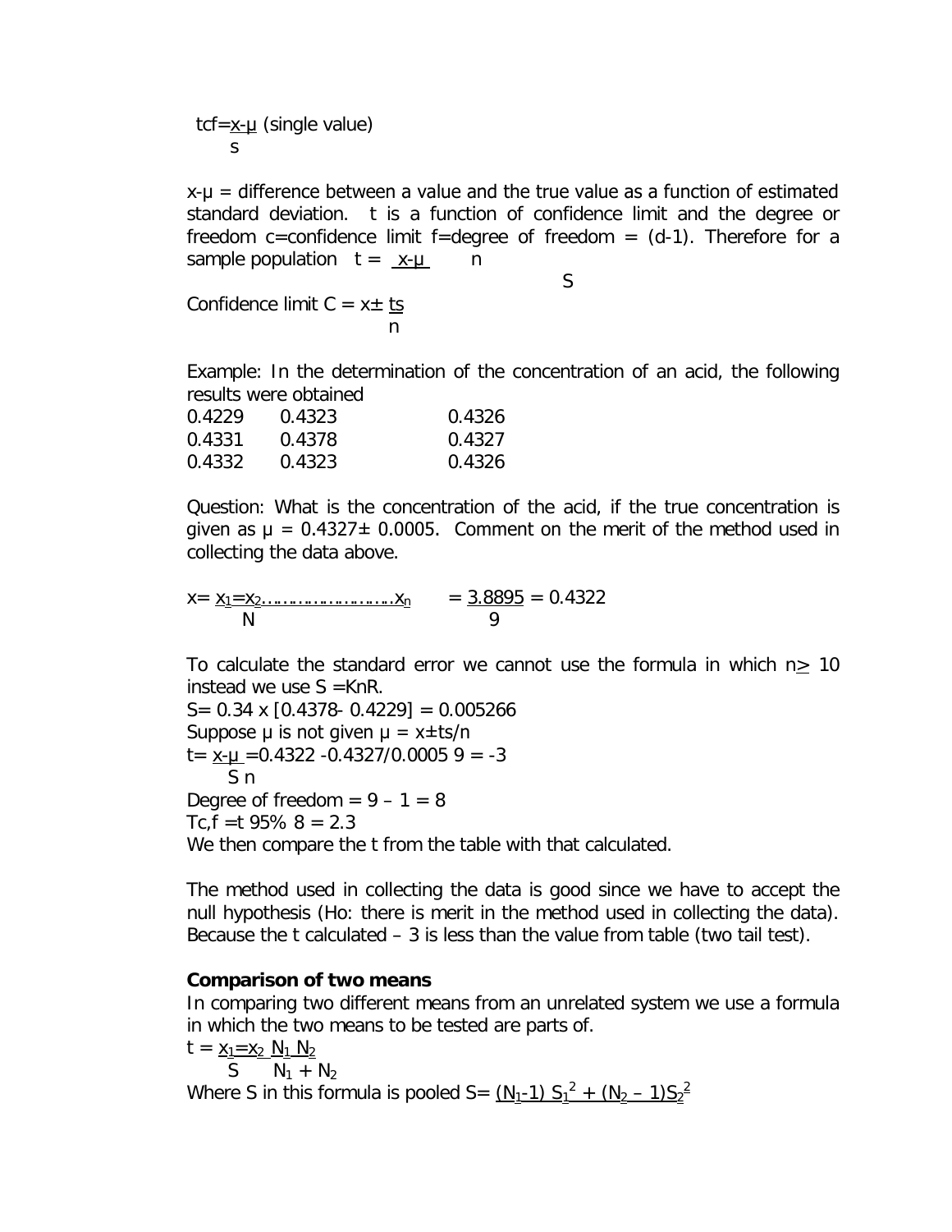$tcf = \frac{x-\mu}{s}$ (single value)

$x-\mu$ = difference between a value and the true value as a function of estimated standard deviation. t is a function of confidence limit and the degree or freedom c=confidence limit f=degree of freedom = (d-1). Therefore for a sample population $t = \frac{x-\mu}{S} n$

Confidence limit $C = x \pm \frac{ts}{n}$

Example: In the determination of the concentration of an acid, the following results were obtained

| | | |
|---|---|---|
| 0.4229 | 0.4323 | 0.4326 |
| 0.4331 | 0.4378 | 0.4327 |
| 0.4332 | 0.4323 | 0.4326 |

Question: What is the concentration of the acid, if the true concentration is given as $\mu = 0.4327 \pm 0.0005$. Comment on the merit of the method used in collecting the data above.

$x = \frac{x_1 = x_2 \ldots\ldots\ldots\ldots\ldots\ldots\ldots x_n}{N} = \frac{3.8895}{9} = 0.4322$

To calculate the standard error we cannot use the formula in which $n \geq 10$ instead we use S =KnR.

S= 0.34 x [0.4378- 0.4229] = 0.005266

Suppose $\mu$ is not given $\mu = x \pm ts/n$

$t = \frac{x-\mu}{S\ n} = 0.4322 - 0.4327/0.0005\ 9 = -3$

Degree of freedom = 9 – 1 = 8

Tc,f =t 95% 8 = 2.3

We then compare the t from the table with that calculated.

The method used in collecting the data is good since we have to accept the null hypothesis (Ho: there is merit in the method used in collecting the data). Because the t calculated – 3 is less than the value from table (two tail test).

**Comparison of two means**

In comparing two different means from an unrelated system we use a formula in which the two means to be tested are parts of.

$t = \frac{x_1 = x_2}{S} \frac{N_1\ N_2}{N_1 + N_2}$

Where S in this formula is pooled S= $\underline{(N_1\text{-}1)\ S_1^2 + (N_2 - 1)S_2^2}$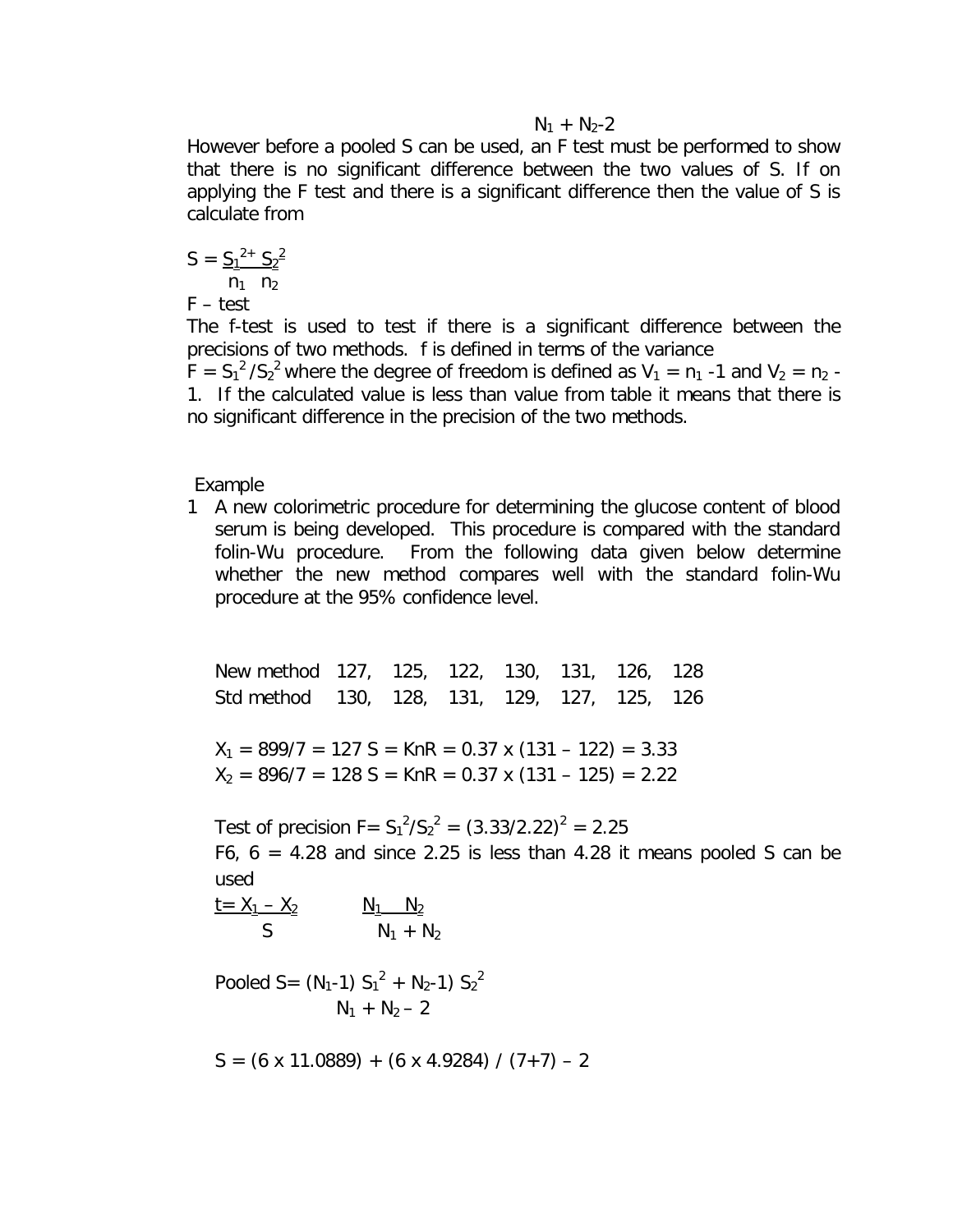$$N_1 + N_2 - 2$$

However before a pooled S can be used, an F test must be performed to show that there is no significant difference between the two values of S. If on applying the F test and there is a significant difference then the value of S is calculate from

$$S = \frac{S_1^{2}}{n_1} + \frac{S_2^{2}}{n_2}$$

F – test

The f-test is used to test if there is a significant difference between the precisions of two methods. f is defined in terms of the variance

$F = S_1^2/S_2^2$ where the degree of freedom is defined as $V_1 = n_1 - 1$ and $V_2 = n_2 - 1$. If the calculated value is less than value from table it means that there is no significant difference in the precision of the two methods.

Example

1 A new colorimetric procedure for determining the glucose content of blood serum is being developed. This procedure is compared with the standard folin-Wu procedure. From the following data given below determine whether the new method compares well with the standard folin-Wu procedure at the 95% confidence level.

| | | | | | | | |
|---|---|---|---|---|---|---|---|
| New method | 127, | 125, | 122, | 130, | 131, | 126, | 128 |
| Std method | 130, | 128, | 131, | 129, | 127, | 125, | 126 |

$X_1 = 899/7 = 127$ $S = KnR = 0.37 \times (131 - 122) = 3.33$

$X_2 = 896/7 = 128$ $S = KnR = 0.37 \times (131 - 125) = 2.22$

Test of precision $F = S_1^2/S_2^2 = (3.33/2.22)^2 = 2.25$

$F_{6,\,6} = 4.28$ and since 2.25 is less than 4.28 it means pooled S can be used

$$t = \frac{X_1 - X_2}{S} \sqrt{\frac{N_1 N_2}{N_1 + N_2}}$$

$$\text{Pooled } S = \frac{(N_1-1) S_1^2 + (N_2-1) S_2^2}{N_1 + N_2 - 2}$$

$S = (6 \times 11.0889) + (6 \times 4.9284) / (7+7) - 2$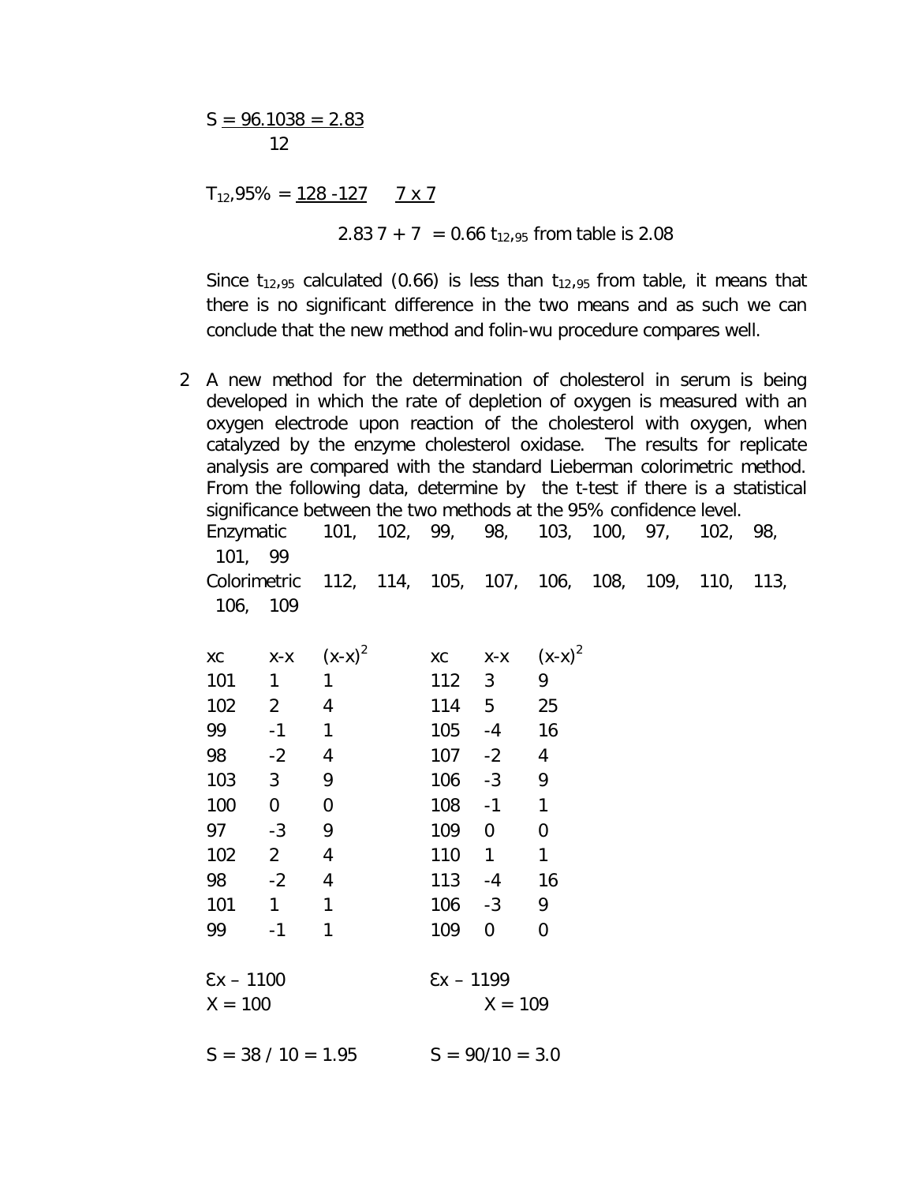$S = \frac{96.1038}{12} = 2.83$

$T_{12},95\% = \frac{128 - 127}{2.83} \sqrt{\frac{7 \times 7}{7 + 7}} = 0.66$ $t_{12},_{95}$ from table is 2.08

Since $t_{12},_{95}$ calculated (0.66) is less than $t_{12},_{95}$ from table, it means that there is no significant difference in the two means and as such we can conclude that the new method and folin-wu procedure compares well.

2 A new method for the determination of cholesterol in serum is being developed in which the rate of depletion of oxygen is measured with an oxygen electrode upon reaction of the cholesterol with oxygen, when catalyzed by the enzyme cholesterol oxidase. The results for replicate analysis are compared with the standard Lieberman colorimetric method. From the following data, determine by the t-test if there is a statistical significance between the two methods at the 95% confidence level.

Enzymatic 101, 102, 99, 98, 103, 100, 97, 102, 98, 101, 99

Colorimetric 112, 114, 105, 107, 106, 108, 109, 110, 113, 106, 109

| xc | x-x | $(x-x)^2$ | xc | x-x | $(x-x)^2$ |
|---|---|---|---|---|---|
| 101 | 1 | 1 | 112 | 3 | 9 |
| 102 | 2 | 4 | 114 | 5 | 25 |
| 99 | -1 | 1 | 105 | -4 | 16 |
| 98 | -2 | 4 | 107 | -2 | 4 |
| 103 | 3 | 9 | 106 | -3 | 9 |
| 100 | 0 | 0 | 108 | -1 | 1 |
| 97 | -3 | 9 | 109 | 0 | 0 |
| 102 | 2 | 4 | 110 | 1 | 1 |
| 98 | -2 | 4 | 113 | -4 | 16 |
| 101 | 1 | 1 | 106 | -3 | 9 |
| 99 | -1 | 1 | 109 | 0 | 0 |

Ɛx – 1100 Ɛx – 1199

X = 100 X = 109

S = 38 / 10 = 1.95 S = 90/10 = 3.0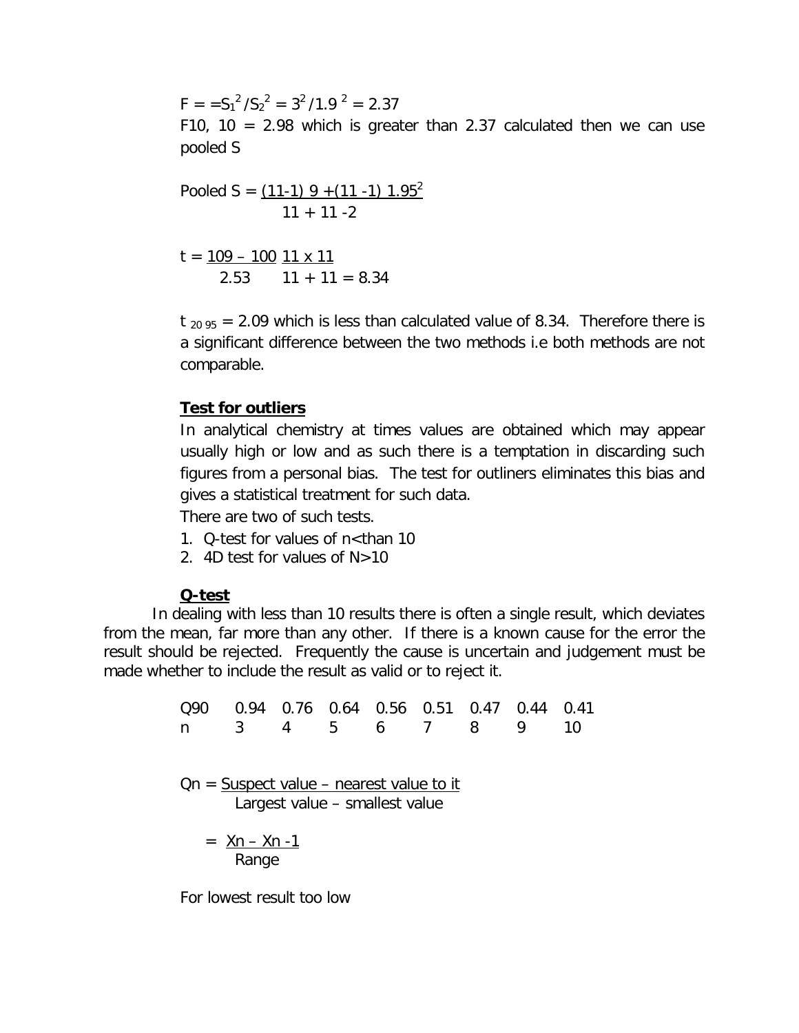$F = =S_1^2/S_2^2 = 3^2/1.9^2 = 2.37$

$F_{10, 10}$ = 2.98 which is greater than 2.37 calculated then we can use pooled S

$$\text{Pooled } S = \frac{(11-1)\,9 + (11-1)\,1.95^2}{11 + 11 - 2}$$

$$t = \frac{109 - 100}{2.53} \; \frac{11 \times 11}{11 + 11} = 8.34$$

$t_{20\,95}$ = 2.09 which is less than calculated value of 8.34. Therefore there is a significant difference between the two methods i.e both methods are not comparable.

**Test for outliers**

In analytical chemistry at times values are obtained which may appear usually high or low and as such there is a temptation in discarding such figures from a personal bias. The test for outliners eliminates this bias and gives a statistical treatment for such data.

There are two of such tests.

1. Q-test for values of n<than 10
2. 4D test for values of N>10

**Q-test**

In dealing with less than 10 results there is often a single result, which deviates from the mean, far more than any other. If there is a known cause for the error the result should be rejected. Frequently the cause is uncertain and judgement must be made whether to include the result as valid or to reject it.

| Q90 | 0.94 | 0.76 | 0.64 | 0.56 | 0.51 | 0.47 | 0.44 | 0.41 |
|---|---|---|---|---|---|---|---|---|
| n | 3 | 4 | 5 | 6 | 7 | 8 | 9 | 10 |

$$Q_n = \frac{\text{Suspect value} - \text{nearest value to it}}{\text{Largest value} - \text{smallest value}}$$

$$= \frac{X_n - X_{n-1}}{\text{Range}}$$

For lowest result too low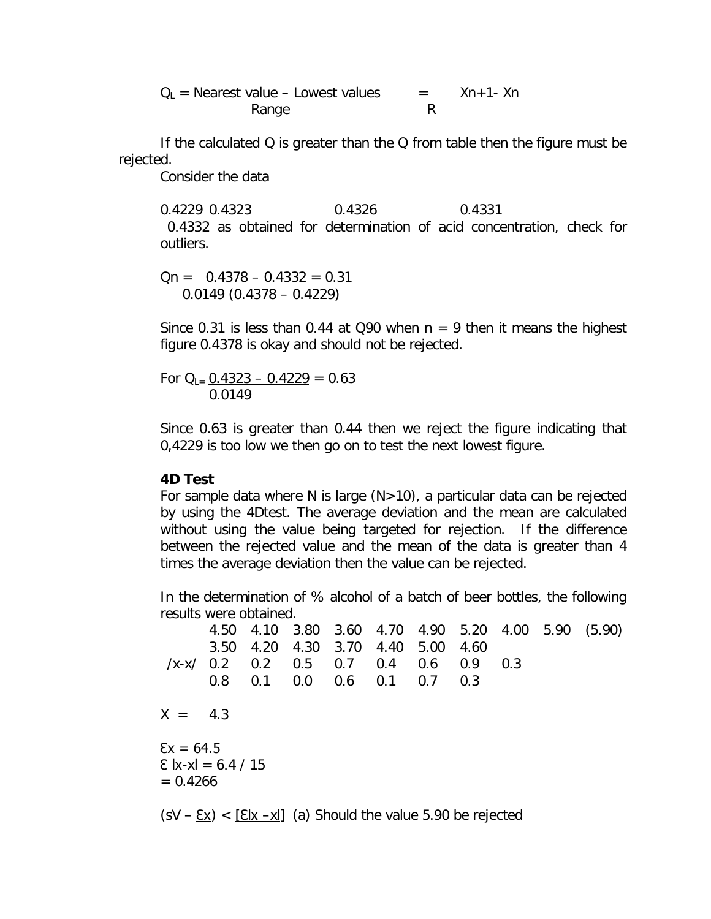$$Q_L = \frac{\text{Nearest value – Lowest values}}{\text{Range}} = \frac{X_{n+1} - X_n}{R}$$

If the calculated Q is greater than the Q from table then the figure must be rejected.

Consider the data

0.4229 0.4323 0.4326 0.4331

0.4332 as obtained for determination of acid concentration, check for outliers.

$$Q_n = \frac{0.4378 - 0.4332}{0.0149\ (0.4378 - 0.4229)} = 0.31$$

Since 0.31 is less than 0.44 at Q90 when n = 9 then it means the highest figure 0.4378 is okay and should not be rejected.

For $$Q_L = \frac{0.4323 - 0.4229}{0.0149} = 0.63$$

Since 0.63 is greater than 0.44 then we reject the figure indicating that 0,4229 is too low we then go on to test the next lowest figure.

**4D Test**

For sample data where N is large (N>10), a particular data can be rejected by using the 4Dtest. The average deviation and the mean are calculated without using the value being targeted for rejection. If the difference between the rejected value and the mean of the data is greater than 4 times the average deviation then the value can be rejected.

In the determination of % alcohol of a batch of beer bottles, the following results were obtained.

| | | | | | | | | | | |
|---|---|---|---|---|---|---|---|---|---|---|
| | 4.50 | 4.10 | 3.80 | 3.60 | 4.70 | 4.90 | 5.20 | 4.00 | 5.90 | (5.90) |
| | 3.50 | 4.20 | 4.30 | 3.70 | 4.40 | 5.00 | 4.60 | | | |
| /x-x/ | 0.2 | 0.2 | 0.5 | 0.7 | 0.4 | 0.6 | 0.9 | 0.3 | | |
| | 0.8 | 0.1 | 0.0 | 0.6 | 0.1 | 0.7 | 0.3 | | | |

X = 4.3

Ɛx = 64.5

Ɛ lx-xl = 6.4 / 15

= 0.4266

(sV – Ɛx) < [Ɛlx –xl] (a) Should the value 5.90 be rejected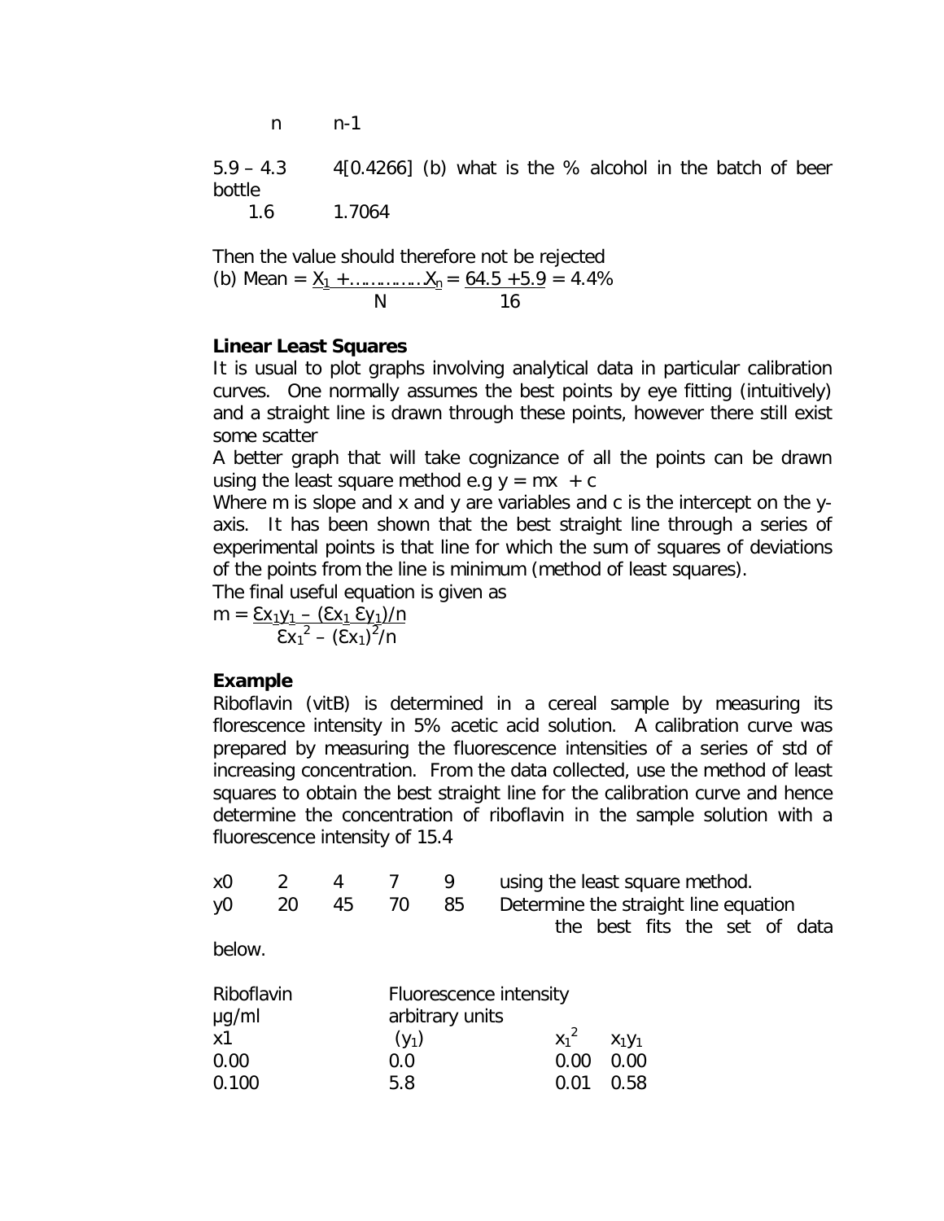n        n-1

5.9 – 4.3        4[0.4266] (b) what is the % alcohol in the batch of beer bottle
   1.6        1.7064

Then the value should therefore not be rejected

(b) Mean = $\frac{X_1 + \ldots\ldots\ldots\ldots X_n}{N} = \frac{64.5 + 5.9}{16} = 4.4\%$

**Linear Least Squares**

It is usual to plot graphs involving analytical data in particular calibration curves. One normally assumes the best points by eye fitting (intuitively) and a straight line is drawn through these points, however there still exist some scatter

A better graph that will take cognizance of all the points can be drawn using the least square method e.g $y = mx + c$

Where m is slope and x and y are variables and c is the intercept on the y-axis. It has been shown that the best straight line through a series of experimental points is that line for which the sum of squares of deviations of the points from the line is minimum (method of least squares).

The final useful equation is given as

$$m = \frac{\text{Ɛ}x_1y_1 - (\text{Ɛ}x_1 \, \text{Ɛ}y_1)/n}{\text{Ɛ}x_1^2 - (\text{Ɛ}x_1)^2/n}$$

**Example**

Riboflavin (vitB) is determined in a cereal sample by measuring its florescence intensity in 5% acetic acid solution. A calibration curve was prepared by measuring the fluorescence intensities of a series of std of increasing concentration. From the data collected, use the method of least squares to obtain the best straight line for the calibration curve and hence determine the concentration of riboflavin in the sample solution with a fluorescence intensity of 15.4

| x0 | 2 | 4 | 7 | 9 |
|---|---|---|---|---|
| y0 | 20 | 45 | 70 | 85 |

using the least square method. Determine the straight line equation the best fits the set of data below.

| Riboflavin µg/ml $x_1$ | Fluorescence intensity arbitrary units ($y_1$) | $x_1^2$ | $x_1y_1$ |
|---|---|---|---|
| 0.00 | 0.0 | 0.00 | 0.00 |
| 0.100 | 5.8 | 0.01 | 0.58 |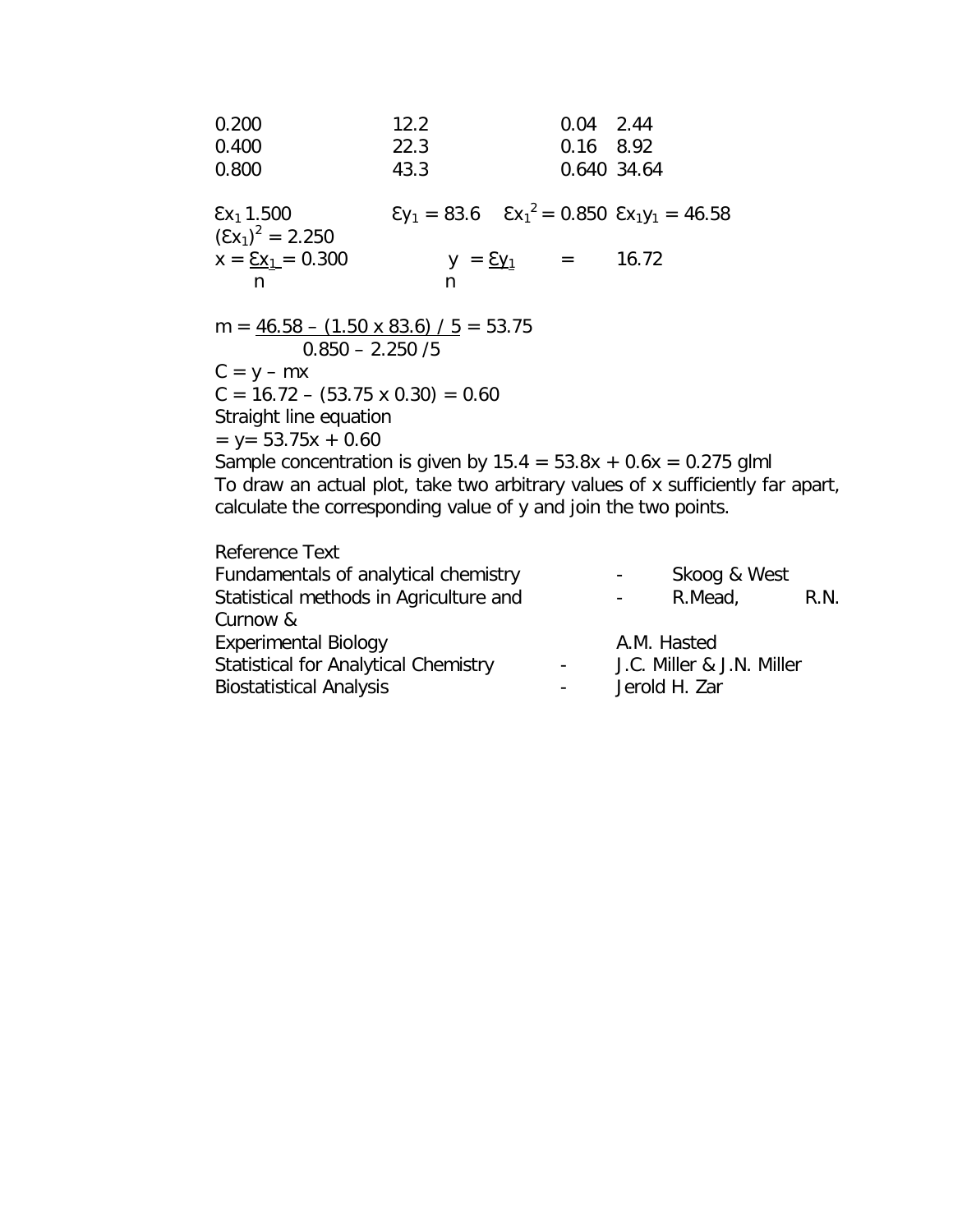| | | | |
|---|---|---|---|
| 0.200 | 12.2 | 0.04 | 2.44 |
| 0.400 | 22.3 | 0.16 | 8.92 |
| 0.800 | 43.3 | 0.640 | 34.64 |

$\Sigma x_1$ 1.500 $\quad \Sigma y_1 = 83.6 \quad \Sigma x_1^2 = 0.850 \quad \Sigma x_1 y_1 = 46.58$

$(\Sigma x_1)^2 = 2.250$

$x = \frac{\Sigma x_1}{n} = 0.300 \qquad y = \frac{\Sigma y_1}{n} = 16.72$

$$m = \frac{46.58 - (1.50 \times 83.6) / 5}{0.850 - 2.250 / 5} = 53.75$$

$C = y - mx$

$C = 16.72 - (53.75 \times 0.30) = 0.60$

Straight line equation

$= y = 53.75x + 0.60$

Sample concentration is given by $15.4 = 53.8x + 0.6x = 0.275$ glml

To draw an actual plot, take two arbitrary values of x sufficiently far apart, calculate the corresponding value of y and join the two points.

Reference Text

Fundamentals of analytical chemistry - Skoog & West

Statistical methods in Agriculture and Experimental Biology - R.Mead, R.N. Curnow & A.M. Hasted

Statistical for Analytical Chemistry - J.C. Miller & J.N. Miller

Biostatistical Analysis - Jerold H. Zar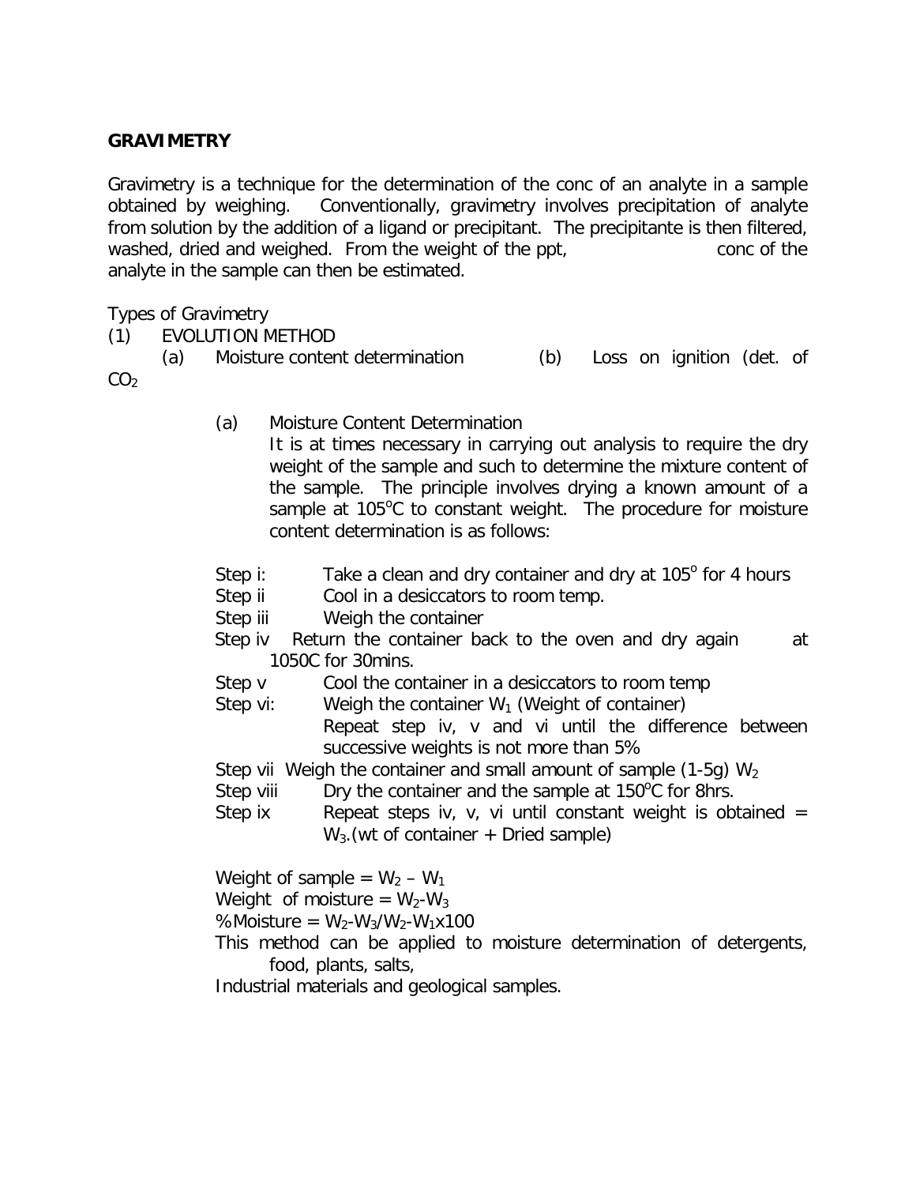**GRAVIMETRY**

Gravimetry is a technique for the determination of the conc of an analyte in a sample obtained by weighing. Conventionally, gravimetry involves precipitation of analyte from solution by the addition of a ligand or precipitant. The precipitante is then filtered, washed, dried and weighed. From the weight of the ppt, conc of the analyte in the sample can then be estimated.

Types of Gravimetry

(1) EVOLUTION METHOD

(a) Moisture content determination (b) Loss on ignition (det. of $CO_2$

(a) Moisture Content Determination

It is at times necessary in carrying out analysis to require the dry weight of the sample and such to determine the mixture content of the sample. The principle involves drying a known amount of a sample at 105°C to constant weight. The procedure for moisture content determination is as follows:

Step i: Take a clean and dry container and dry at 105° for 4 hours

Step ii Cool in a desiccators to room temp.

Step iii Weigh the container

Step iv Return the container back to the oven and dry again at 1050C for 30mins.

Step v Cool the container in a desiccators to room temp

Step vi: Weigh the container $W_1$ (Weight of container)

Repeat step iv, v and vi until the difference between successive weights is not more than 5%

Step vii Weigh the container and small amount of sample (1-5g) $W_2$

Step viii Dry the container and the sample at 150°C for 8hrs.

Step ix Repeat steps iv, v, vi until constant weight is obtained = $W_3$.(wt of container + Dried sample)

Weight of sample = $W_2 - W_1$

Weight of moisture = $W_2 - W_3$

%Moisture = $W_2 - W_3 / W_2 - W_1 x100$

This method can be applied to moisture determination of detergents, food, plants, salts,

Industrial materials and geological samples.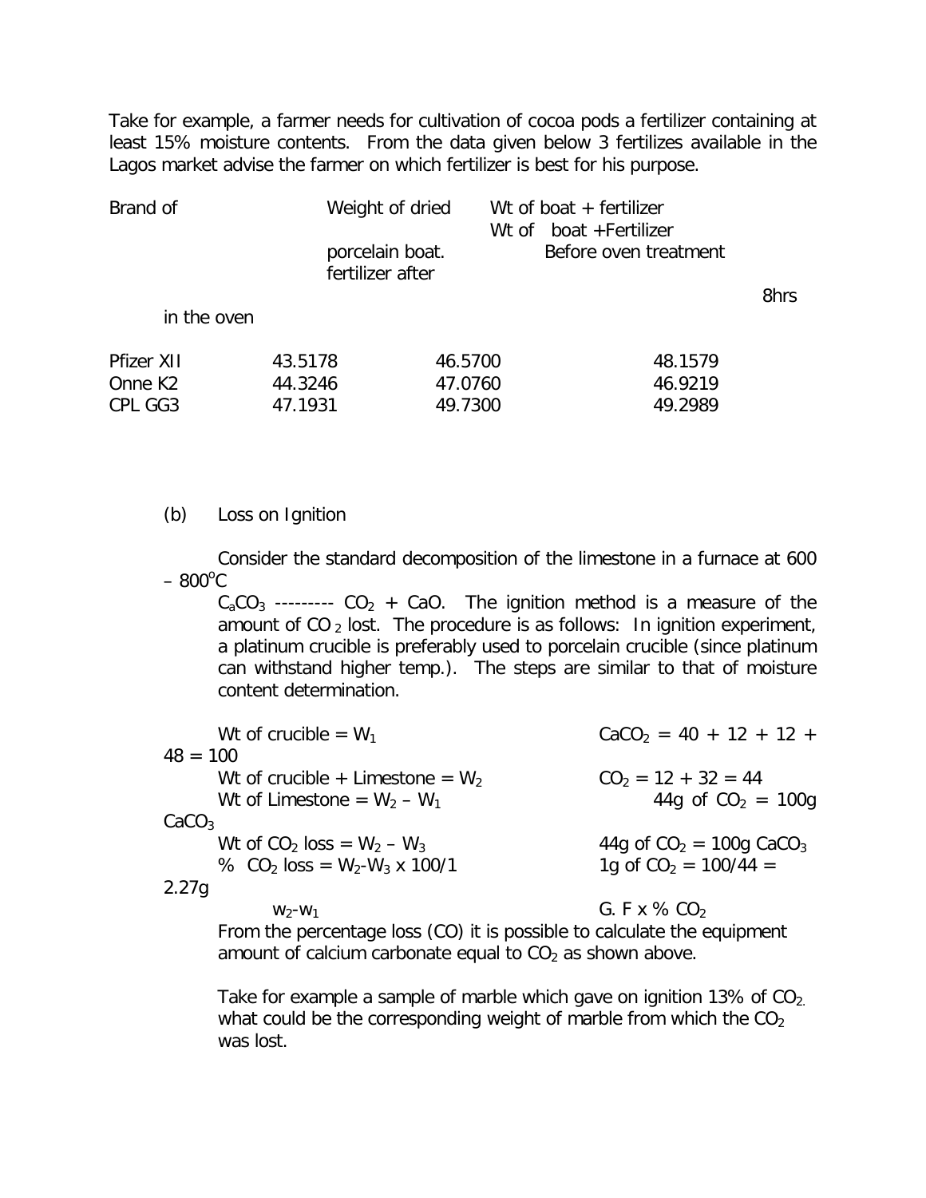Take for example, a farmer needs for cultivation of cocoa pods a fertilizer containing at least 15% moisture contents. From the data given below 3 fertilizes available in the Lagos market advise the farmer on which fertilizer is best for his purpose.

| Brand of | Weight of dried porcelain boat. | Wt of boat + fertilizer Before oven treatment | Wt of boat +Fertilizer fertilizer after 8hrs in the oven |
|---|---|---|---|
| Pfizer XII | 43.5178 | 46.5700 | 48.1579 |
| Onne K2 | 44.3246 | 47.0760 | 46.9219 |
| CPL GG3 | 47.1931 | 49.7300 | 49.2989 |

(b) Loss on Ignition

Consider the standard decomposition of the limestone in a furnace at 600 – 800°C

$C_aCO_3$ --------- $CO_2$ + CaO. The ignition method is a measure of the amount of $CO_2$ lost. The procedure is as follows: In ignition experiment, a platinum crucible is preferably used to porcelain crucible (since platinum can withstand higher temp.). The steps are similar to that of moisture content determination.

Wt of crucible = $W_1$

Wt of crucible + Limestone = $W_2$

Wt of Limestone = $W_2 – W_1$

Wt of $CO_2$ loss = $W_2 – W_3$

% $CO_2$ loss = $\frac{W_2-W_3 \times 100/1}{w_2-w_1}$

$CaCO_2 = 40 + 12 + 12 + 48 = 100$

$CO_2 = 12 + 32 = 44$

44g of $CO_2$ = 100g $CaCO_3$

44g of $CO_2$ = 100g $CaCO_3$

1g of $CO_2$ = 100/44 = 2.27g

G. F x % $CO_2$

From the percentage loss (CO) it is possible to calculate the equipment amount of calcium carbonate equal to $CO_2$ as shown above.

Take for example a sample of marble which gave on ignition 13% of $CO_2$. what could be the corresponding weight of marble from which the $CO_2$ was lost.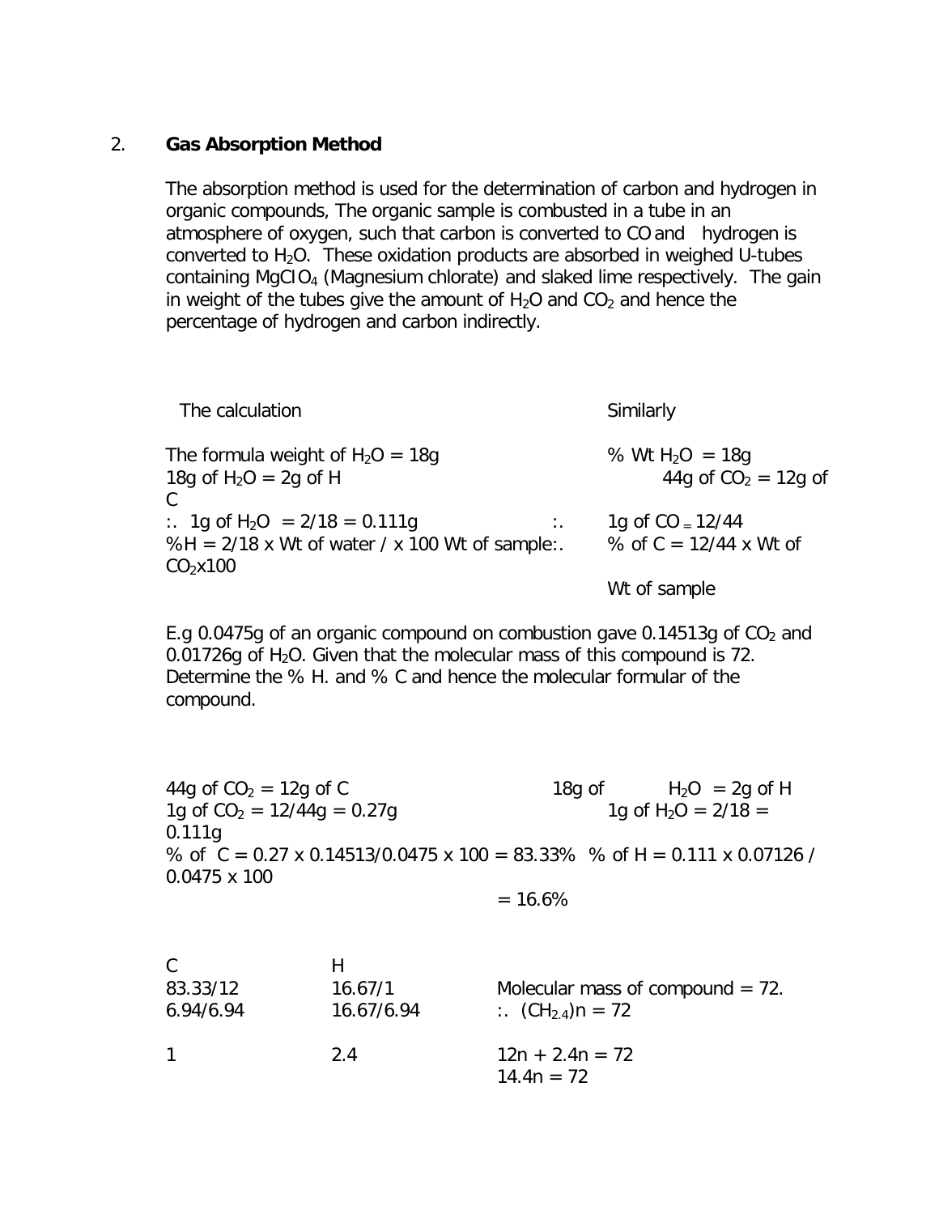## 2. **Gas Absorption Method**

The absorption method is used for the determination of carbon and hydrogen in organic compounds, The organic sample is combusted in a tube in an atmosphere of oxygen, such that carbon is converted to CO and hydrogen is converted to $H_2O$. These oxidation products are absorbed in weighed U-tubes containing $MgClO_4$ (Magnesium chlorate) and slaked lime respectively. The gain in weight of the tubes give the amount of $H_2O$ and $CO_2$ and hence the percentage of hydrogen and carbon indirectly.

The calculation

The formula weight of $H_2O$ = 18g

18g of $H_2O$ = 2g of H

:. 1g of $H_2O$ = 2/18 = 0.111g

%H = 2/18 x Wt of water / x 100 Wt of sample

Similarly

% Wt $H_2O$ = 18g

44g of $CO_2$ = 12g of C

:. 1g of CO = 12/44

:. % of C = 12/44 x Wt of $CO_2$x100

Wt of sample

E.g 0.0475g of an organic compound on combustion gave 0.14513g of $CO_2$ and 0.01726g of $H_2O$. Given that the molecular mass of this compound is 72. Determine the % H. and % C and hence the molecular formular of the compound.

44g of $CO_2$ = 12g of C

1g of $CO_2$ = 12/44g = 0.27g

% of C = 0.27 x 0.14513/0.0475 x 100 = 83.33%

18g of $H_2O$ = 2g of H

1g of $H_2O$ = 2/18 = 0.111g

% of H = 0.111 x 0.07126 / 0.0475 x 100

= 16.6%

| C | H |
|---|---|
| 83.33/12 | 16.67/1 |
| 6.94/6.94 | 16.67/6.94 |
| 1 | 2.4 |

Molecular mass of compound = 72.

:. $(CH_{2.4})n = 72$

$12n + 2.4n = 72$

$14.4n = 72$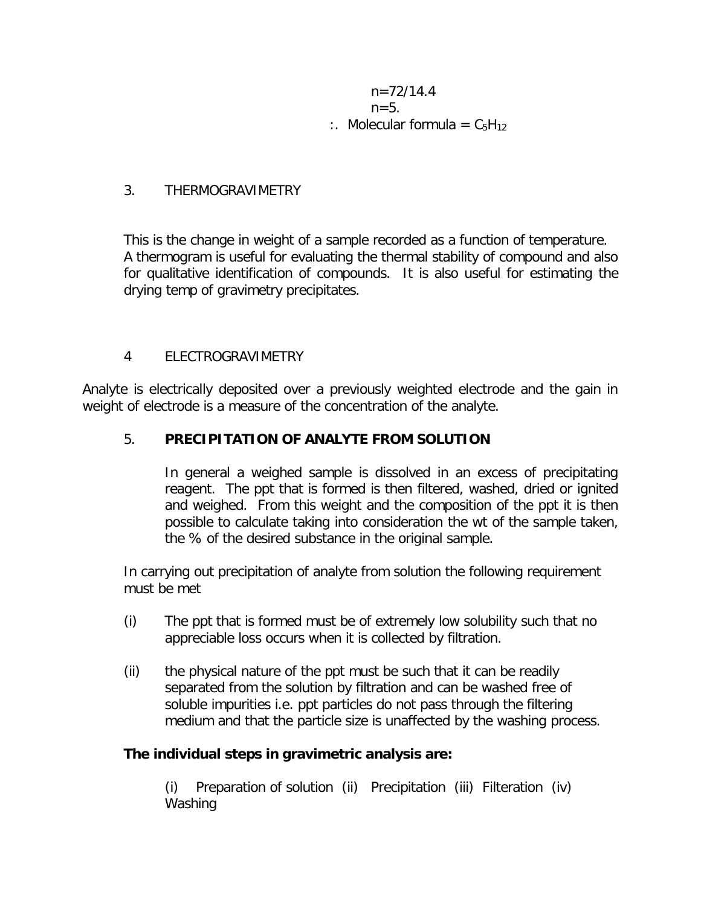$n = 72/14.4$

$n = 5.$

$\therefore$ Molecular formula = $C_5H_{12}$

## 3. THERMOGRAVIMETRY

This is the change in weight of a sample recorded as a function of temperature. A thermogram is useful for evaluating the thermal stability of compound and also for qualitative identification of compounds. It is also useful for estimating the drying temp of gravimetry precipitates.

## 4 ELECTROGRAVIMETRY

Analyte is electrically deposited over a previously weighted electrode and the gain in weight of electrode is a measure of the concentration of the analyte.

## 5. PRECIPITATION OF ANALYTE FROM SOLUTION

In general a weighed sample is dissolved in an excess of precipitating reagent. The ppt that is formed is then filtered, washed, dried or ignited and weighed. From this weight and the composition of the ppt it is then possible to calculate taking into consideration the wt of the sample taken, the % of the desired substance in the original sample.

In carrying out precipitation of analyte from solution the following requirement must be met

(i) The ppt that is formed must be of extremely low solubility such that no appreciable loss occurs when it is collected by filtration.

(ii) the physical nature of the ppt must be such that it can be readily separated from the solution by filtration and can be washed free of soluble impurities i.e. ppt particles do not pass through the filtering medium and that the particle size is unaffected by the washing process.

**The individual steps in gravimetric analysis are:**

(i) Preparation of solution (ii) Precipitation (iii) Filteration (iv) Washing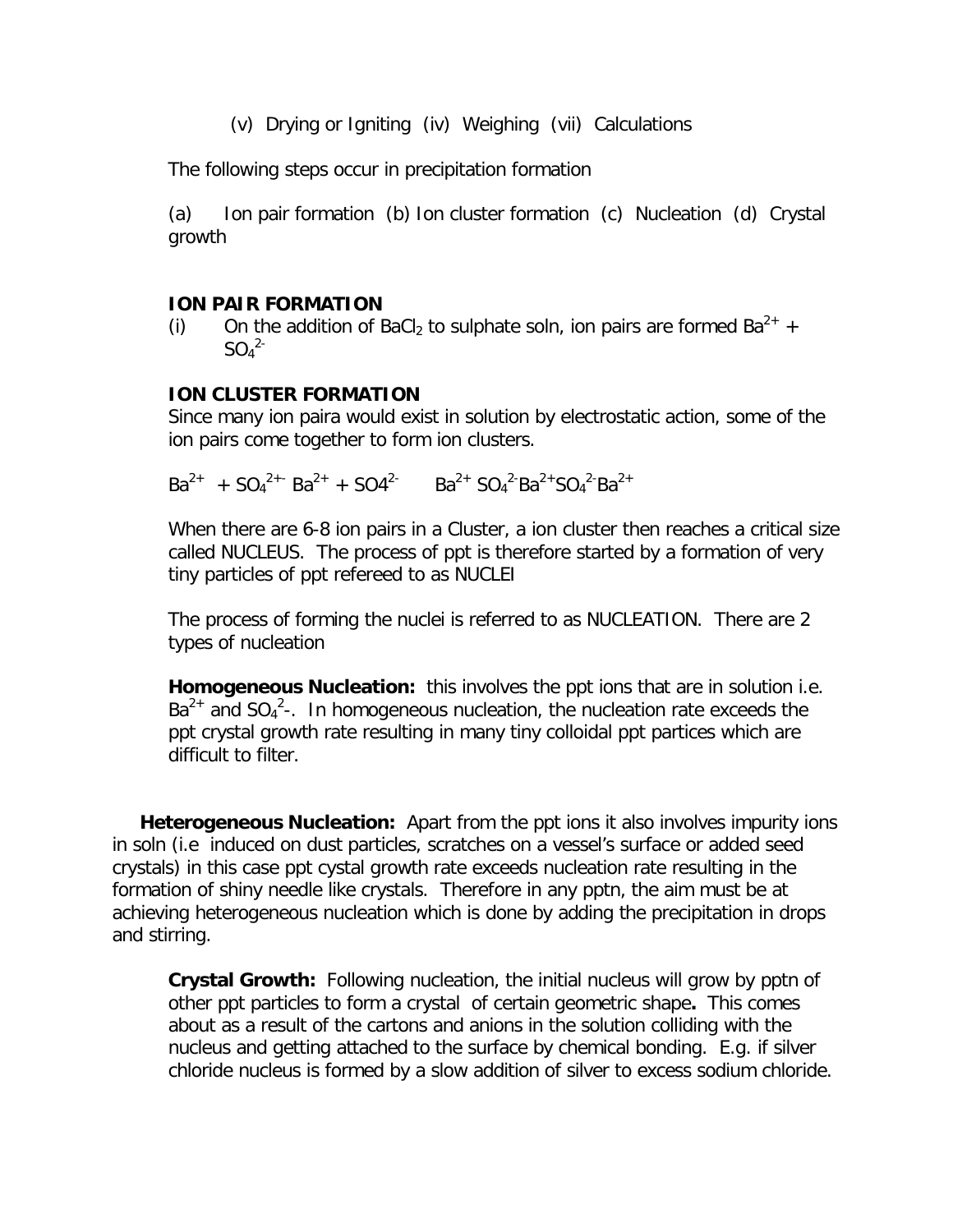(v) Drying or Igniting (iv) Weighing (vii) Calculations

The following steps occur in precipitation formation

(a) Ion pair formation (b) Ion cluster formation (c) Nucleation (d) Crystal growth

**ION PAIR FORMATION**

(i) On the addition of $BaCl_2$ to sulphate soln, ion pairs are formed $Ba^{2+}$ + $SO_4^{2-}$

**ION CLUSTER FORMATION**

Since many ion paira would exist in solution by electrostatic action, some of the ion pairs come together to form ion clusters.

$Ba^{2+}$ + $SO_4^{2+-}$ $Ba^{2+}$ + $SO4^{2-}$ $Ba^{2+}$ $SO_4^{2-}$$Ba^{2+}$$SO_4^{2-}$$Ba^{2+}$

When there are 6-8 ion pairs in a Cluster, a ion cluster then reaches a critical size called NUCLEUS. The process of ppt is therefore started by a formation of very tiny particles of ppt refereed to as NUCLEI

The process of forming the nuclei is referred to as NUCLEATION. There are 2 types of nucleation

**Homogeneous Nucleation:** this involves the ppt ions that are in solution i.e. $Ba^{2+}$ and $SO_4^{2}$-. In homogeneous nucleation, the nucleation rate exceeds the ppt crystal growth rate resulting in many tiny colloidal ppt partices which are difficult to filter.

**Heterogeneous Nucleation:** Apart from the ppt ions it also involves impurity ions in soln (i.e induced on dust particles, scratches on a vessel's surface or added seed crystals) in this case ppt cystal growth rate exceeds nucleation rate resulting in the formation of shiny needle like crystals. Therefore in any pptn, the aim must be at achieving heterogeneous nucleation which is done by adding the precipitation in drops and stirring.

**Crystal Growth:** Following nucleation, the initial nucleus will grow by pptn of other ppt particles to form a crystal of certain geometric shape**.** This comes about as a result of the cartons and anions in the solution colliding with the nucleus and getting attached to the surface by chemical bonding. E.g. if silver chloride nucleus is formed by a slow addition of silver to excess sodium chloride.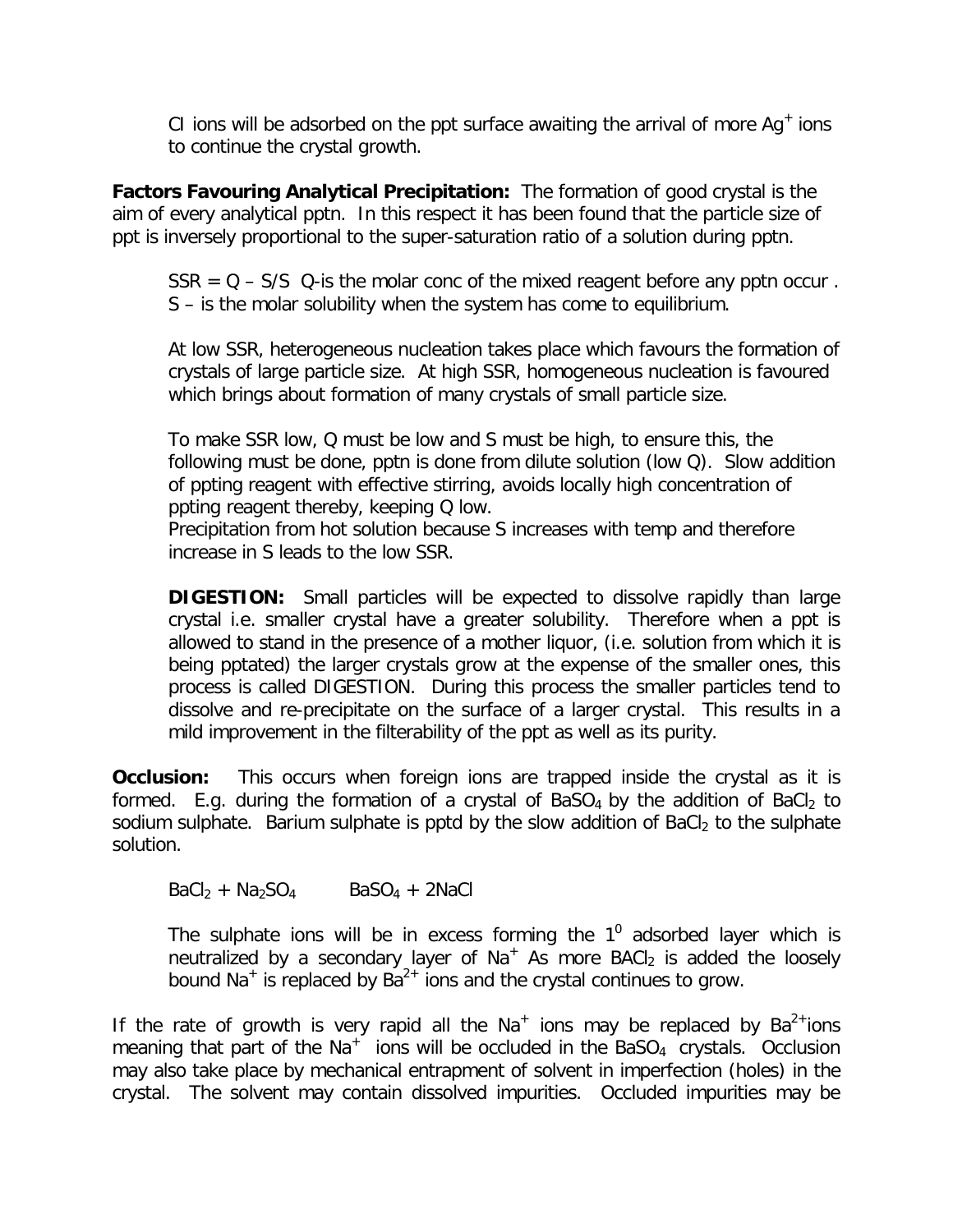Cl ions will be adsorbed on the ppt surface awaiting the arrival of more $Ag^+$ ions to continue the crystal growth.

**Factors Favouring Analytical Precipitation:** The formation of good crystal is the aim of every analytical pptn. In this respect it has been found that the particle size of ppt is inversely proportional to the super-saturation ratio of a solution during pptn.

SSR = Q – S/S Q-is the molar conc of the mixed reagent before any pptn occur . S – is the molar solubility when the system has come to equilibrium.

At low SSR, heterogeneous nucleation takes place which favours the formation of crystals of large particle size. At high SSR, homogeneous nucleation is favoured which brings about formation of many crystals of small particle size.

To make SSR low, Q must be low and S must be high, to ensure this, the following must be done, pptn is done from dilute solution (low Q). Slow addition of ppting reagent with effective stirring, avoids locally high concentration of ppting reagent thereby, keeping Q low.
Precipitation from hot solution because S increases with temp and therefore increase in S leads to the low SSR.

**DIGESTION:** Small particles will be expected to dissolve rapidly than large crystal i.e. smaller crystal have a greater solubility. Therefore when a ppt is allowed to stand in the presence of a mother liquor, (i.e. solution from which it is being pptated) the larger crystals grow at the expense of the smaller ones, this process is called DIGESTION. During this process the smaller particles tend to dissolve and re-precipitate on the surface of a larger crystal. This results in a mild improvement in the filterability of the ppt as well as its purity.

**Occlusion:** This occurs when foreign ions are trapped inside the crystal as it is formed. E.g. during the formation of a crystal of $BaSO_4$ by the addition of $BaCl_2$ to sodium sulphate. Barium sulphate is pptd by the slow addition of $BaCl_2$ to the sulphate solution.

$BaCl_2 + Na_2SO_4 \qquad BaSO_4 + 2NaCl$

The sulphate ions will be in excess forming the $1^0$ adsorbed layer which is neutralized by a secondary layer of $Na^+$ As more $BACl_2$ is added the loosely bound $Na^+$ is replaced by $Ba^{2+}$ ions and the crystal continues to grow.

If the rate of growth is very rapid all the $Na^+$ ions may be replaced by $Ba^{2+}$ions meaning that part of the $Na^+$ ions will be occluded in the $BaSO_4$ crystals. Occlusion may also take place by mechanical entrapment of solvent in imperfection (holes) in the crystal. The solvent may contain dissolved impurities. Occluded impurities may be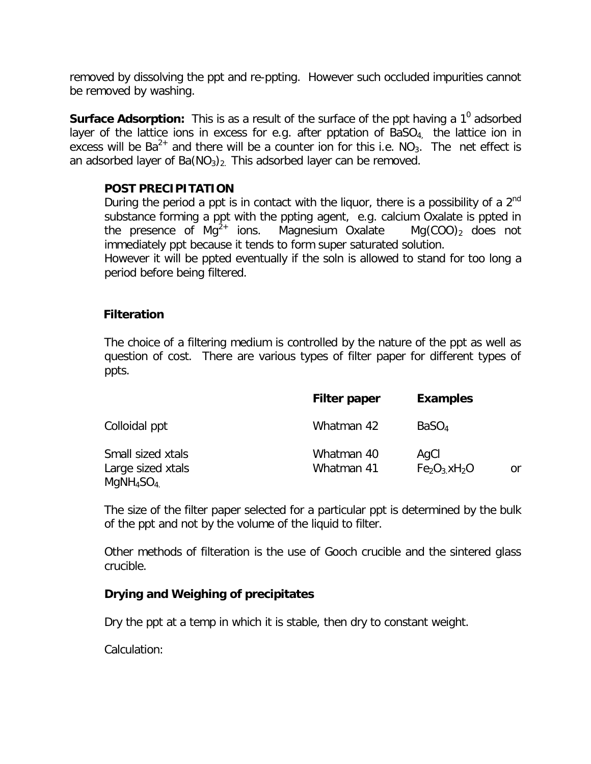removed by dissolving the ppt and re-ppting. However such occluded impurities cannot be removed by washing.

**Surface Adsorption:** This is as a result of the surface of the ppt having a $1^0$ adsorbed layer of the lattice ions in excess for e.g. after pptation of $BaSO_4$, the lattice ion in excess will be $Ba^{2+}$ and there will be a counter ion for this i.e. $NO_3$. The net effect is an adsorbed layer of $Ba(NO_3)_2$. This adsorbed layer can be removed.

**POST PRECIPITATION**

During the period a ppt is in contact with the liquor, there is a possibility of a $2^{nd}$ substance forming a ppt with the ppting agent, e.g. calcium Oxalate is ppted in the presence of $Mg^{2+}$ ions. Magnesium Oxalate $Mg(COO)_2$ does not immediately ppt because it tends to form super saturated solution.

However it will be ppted eventually if the soln is allowed to stand for too long a period before being filtered.

**Filteration**

The choice of a filtering medium is controlled by the nature of the ppt as well as question of cost. There are various types of filter paper for different types of ppts.

| | Filter paper | Examples |
|---|---|---|
| Colloidal ppt | Whatman 42 | $BaSO_4$ |
| Small sized xtals | Whatman 40 | AgCl |
| Large sized xtals | Whatman 41 | $Fe_2O_3.xH_2O$ or $MgNH_4SO_4$. |

The size of the filter paper selected for a particular ppt is determined by the bulk of the ppt and not by the volume of the liquid to filter.

Other methods of filteration is the use of Gooch crucible and the sintered glass crucible.

**Drying and Weighing of precipitates**

Dry the ppt at a temp in which it is stable, then dry to constant weight.

Calculation: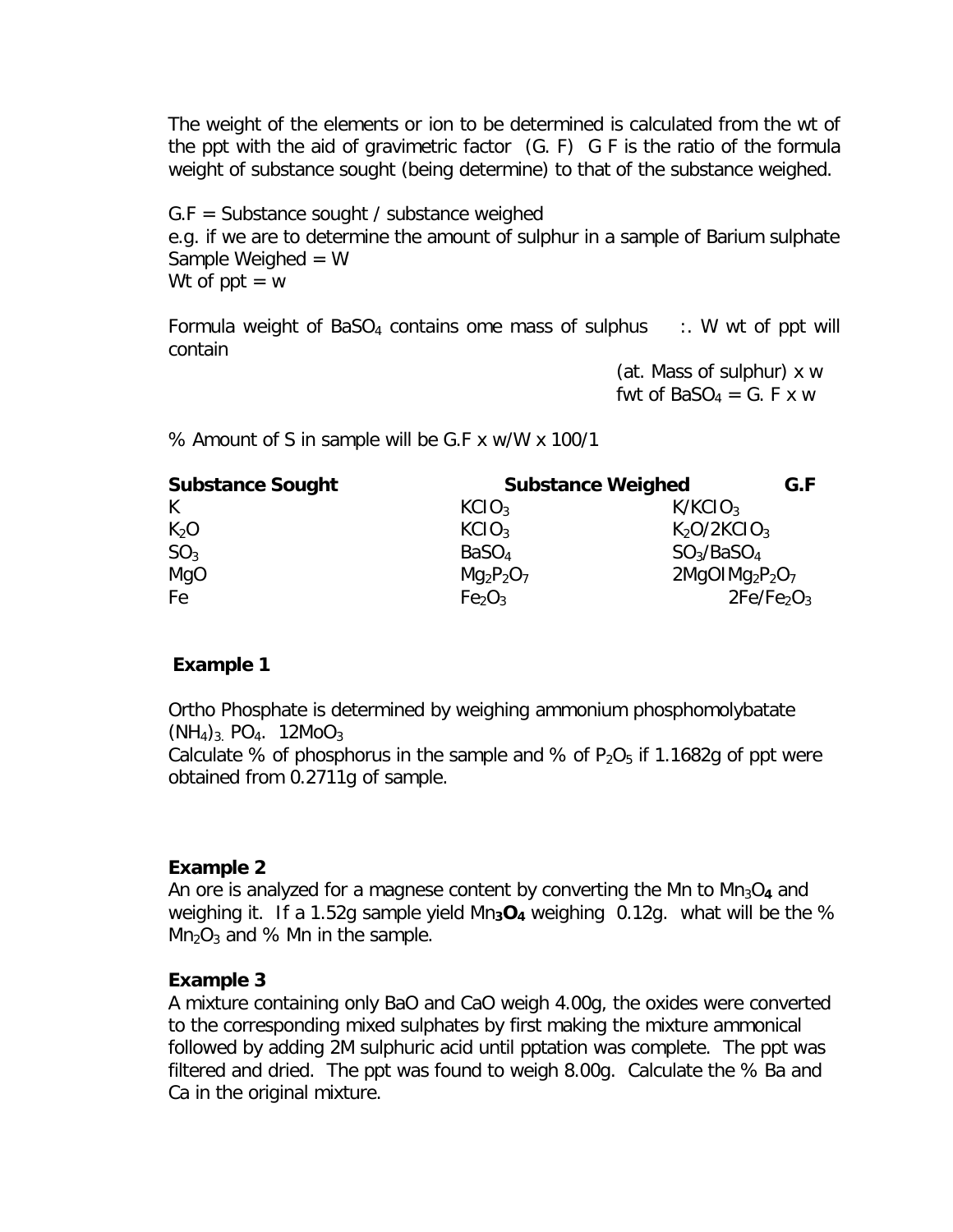The weight of the elements or ion to be determined is calculated from the wt of the ppt with the aid of gravimetric factor (G. F) G F is the ratio of the formula weight of substance sought (being determine) to that of the substance weighed.

G.F = Substance sought / substance weighed
e.g. if we are to determine the amount of sulphur in a sample of Barium sulphate
Sample Weighed = W
Wt of ppt = w

Formula weight of $BaSO_4$ contains ome mass of sulphus :. W wt of ppt will contain

(at. Mass of sulphur) x w
fwt of $BaSO_4$ = G. F x w

% Amount of S in sample will be G.F x w/W x 100/1

| **Substance Sought** | **Substance Weighed** | **G.F** |
|---|---|---|
| K | $KClO_3$ | $K/KClO_3$ |
| $K_2O$ | $KClO_3$ | $K_2O/2KClO_3$ |
| $SO_3$ | $BaSO_4$ | $SO_3/BaSO_4$ |
| MgO | $Mg_2P_2O_7$ | $2MgOIMg_2P_2O_7$ |
| Fe | $Fe_2O_3$ | $2Fe/Fe_2O_3$ |

**Example 1**

Ortho Phosphate is determined by weighing ammonium phosphomolybatate $(NH_4)_3.PO_4. 12MoO_3$
Calculate % of phosphorus in the sample and % of $P_2O_5$ if 1.1682g of ppt were obtained from 0.2711g of sample.

**Example 2**
An ore is analyzed for a magnese content by converting the Mn to $Mn_3O_4$ and weighing it. If a 1.52g sample yield $Mn_3O_4$ weighing 0.12g. what will be the % $Mn_2O_3$ and % Mn in the sample.

**Example 3**
A mixture containing only BaO and CaO weigh 4.00g, the oxides were converted to the corresponding mixed sulphates by first making the mixture ammonical followed by adding 2M sulphuric acid until pptation was complete. The ppt was filtered and dried. The ppt was found to weigh 8.00g. Calculate the % Ba and Ca in the original mixture.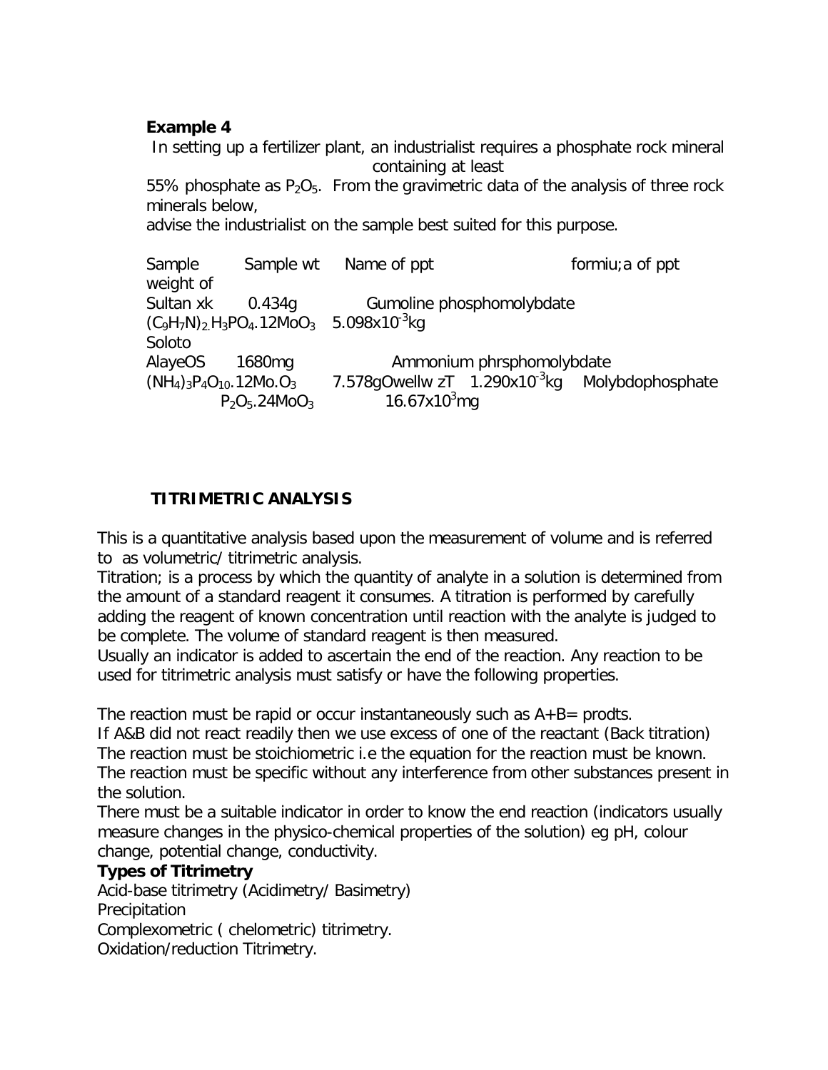**Example 4**

In setting up a fertilizer plant, an industrialist requires a phosphate rock mineral containing at least

55% phosphate as $P_2O_5$. From the gravimetric data of the analysis of three rock minerals below,

advise the industrialist on the sample best suited for this purpose.

Sample Sample wt Name of ppt formiu;a of ppt weight of

Sultan xk 0.434g Gumoline phosphomolybdate $(C_9H_7N)_2.H_3PO_4.12MoO_3$ $5.098x10^{-3}kg$

Soloto

AlayeOS 1680mg Ammonium phrsphomolybdate $(NH_4)_3P_4O_{10}.12Mo.O_3$ 7.578gOwellw zT $1.290x10^{-3}kg$ Molybdophosphate $P_2O_5.24MoO_3$ $16.67x10^3mg$

## TITRIMETRIC ANALYSIS

This is a quantitative analysis based upon the measurement of volume and is referred to as volumetric/ titrimetric analysis.

Titration; is a process by which the quantity of analyte in a solution is determined from the amount of a standard reagent it consumes. A titration is performed by carefully adding the reagent of known concentration until reaction with the analyte is judged to be complete. The volume of standard reagent is then measured.

Usually an indicator is added to ascertain the end of the reaction. Any reaction to be used for titrimetric analysis must satisfy or have the following properties.

The reaction must be rapid or occur instantaneously such as A+B= prodts.

If A&B did not react readily then we use excess of one of the reactant (Back titration)

The reaction must be stoichiometric i.e the equation for the reaction must be known.

The reaction must be specific without any interference from other substances present in the solution.

There must be a suitable indicator in order to know the end reaction (indicators usually measure changes in the physico-chemical properties of the solution) eg pH, colour change, potential change, conductivity.

**Types of Titrimetry**

Acid-base titrimetry (Acidimetry/ Basimetry)

Precipitation

Complexometric ( chelometric) titrimetry.

Oxidation/reduction Titrimetry.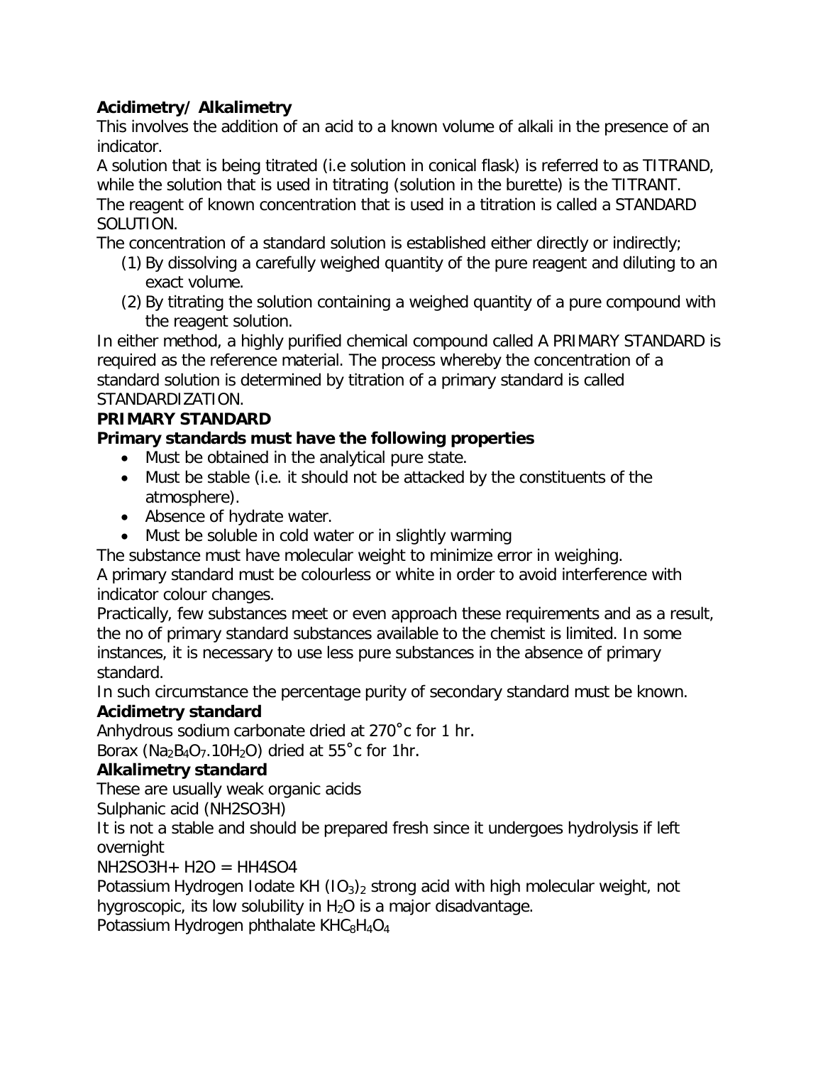**Acidimetry/ Alkalimetry**

This involves the addition of an acid to a known volume of alkali in the presence of an indicator.

A solution that is being titrated (i.e solution in conical flask) is referred to as TITRAND, while the solution that is used in titrating (solution in the burette) is the TITRANT.

The reagent of known concentration that is used in a titration is called a STANDARD SOLUTION.

The concentration of a standard solution is established either directly or indirectly;

(1) By dissolving a carefully weighed quantity of the pure reagent and diluting to an exact volume.
(2) By titrating the solution containing a weighed quantity of a pure compound with the reagent solution.

In either method, a highly purified chemical compound called A PRIMARY STANDARD is required as the reference material. The process whereby the concentration of a standard solution is determined by titration of a primary standard is called STANDARDIZATION.

**PRIMARY STANDARD**

**Primary standards must have the following properties**

- Must be obtained in the analytical pure state.
- Must be stable (i.e. it should not be attacked by the constituents of the atmosphere).
- Absence of hydrate water.
- Must be soluble in cold water or in slightly warming

The substance must have molecular weight to minimize error in weighing.

A primary standard must be colourless or white in order to avoid interference with indicator colour changes.

Practically, few substances meet or even approach these requirements and as a result, the no of primary standard substances available to the chemist is limited. In some instances, it is necessary to use less pure substances in the absence of primary standard.

In such circumstance the percentage purity of secondary standard must be known.

**Acidimetry standard**

Anhydrous sodium carbonate dried at 270˚c for 1 hr.

Borax ($Na_2B_4O_7.10H_2O$) dried at 55˚c for 1hr.

**Alkalimetry standard**

These are usually weak organic acids

Sulphanic acid (NH2SO3H)

It is not a stable and should be prepared fresh since it undergoes hydrolysis if left overnight

NH2SO3H+ H2O = HH4SO4

Potassium Hydrogen Iodate KH $(IO_3)_2$ strong acid with high molecular weight, not hygroscopic, its low solubility in $H_2O$ is a major disadvantage.

Potassium Hydrogen phthalate $KHC_8H_4O_4$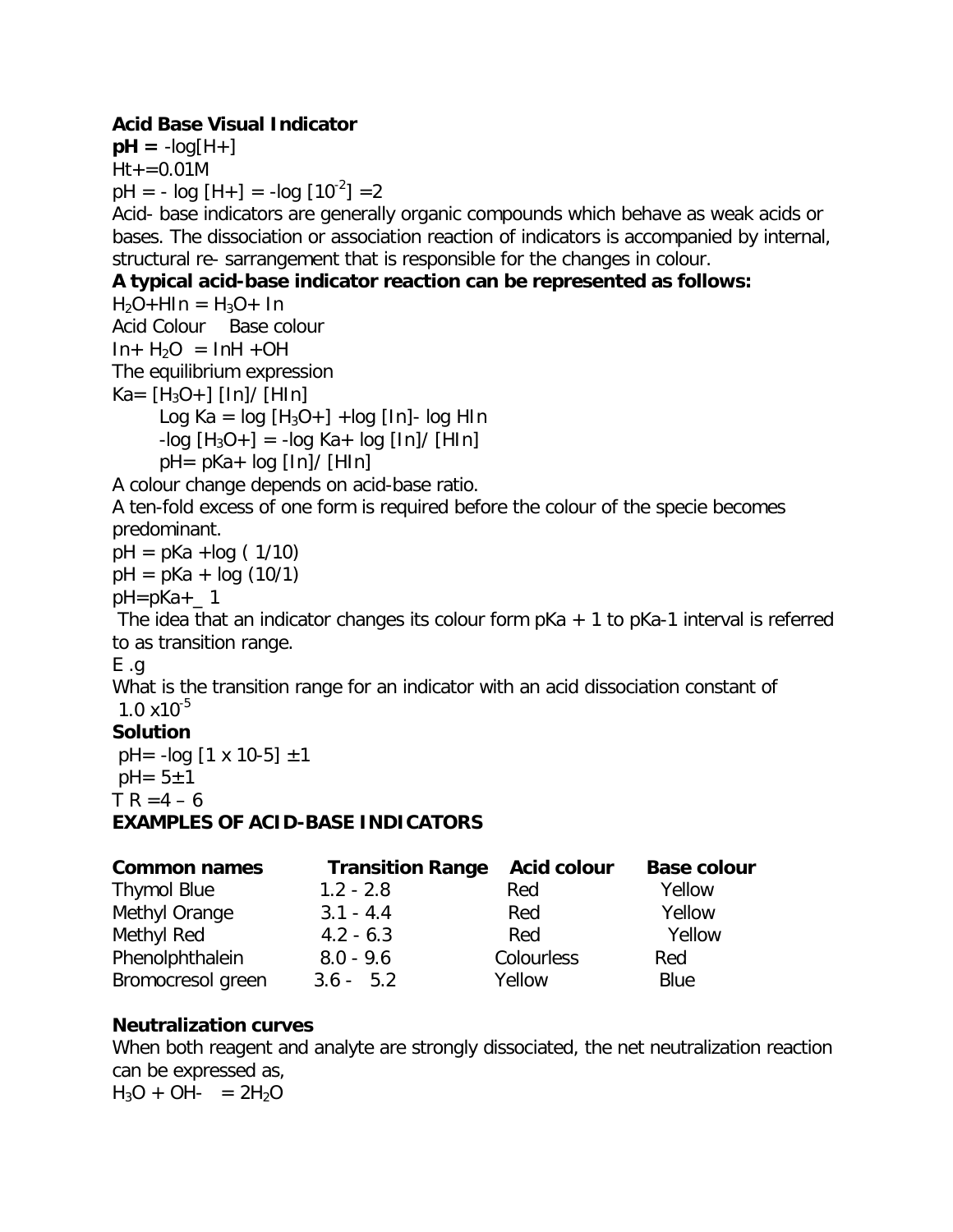**Acid Base Visual Indicator**

**pH =** $-\log[H+]$

$Ht+=0.01M$

$pH = -\log[H+] = -\log[10^{-2}] = 2$

Acid- base indicators are generally organic compounds which behave as weak acids or bases. The dissociation or association reaction of indicators is accompanied by internal, structural re- sarrangement that is responsible for the changes in colour.

**A typical acid-base indicator reaction can be represented as follows:**

$H_2O + HIn = H_3O + In$

Acid Colour    Base colour

$In + H_2O = InH + OH$

The equilibrium expression

$Ka = [H_3O+][In]/[HIn]$

$\text{Log } Ka = \log[H_3O+] + \log[In] - \log HIn$

$-\log[H_3O+] = -\log Ka + \log[In]/[HIn]$

$pH = pKa + \log[In]/[HIn]$

A colour change depends on acid-base ratio.

A ten-fold excess of one form is required before the colour of the specie becomes predominant.

$pH = pKa + \log(1/10)$

$pH = pKa + \log(10/1)$

$pH = pKa +\_ 1$

The idea that an indicator changes its colour form pKa + 1 to pKa-1 interval is referred to as transition range.

E .g

What is the transition range for an indicator with an acid dissociation constant of $1.0 \times 10^{-5}$

**Solution**

$pH = -\log[1 \times 10\text{-}5] \pm 1$

$pH = 5 \pm 1$

$TR = 4 - 6$

**EXAMPLES OF ACID-BASE INDICATORS**

| Common names | Transition Range | Acid colour | Base colour |
|---|---|---|---|
| Thymol Blue | 1.2 - 2.8 | Red | Yellow |
| Methyl Orange | 3.1 - 4.4 | Red | Yellow |
| Methyl Red | 4.2 - 6.3 | Red | Yellow |
| Phenolphthalein | 8.0 - 9.6 | Colourless | Red |
| Bromocresol green | 3.6 - 5.2 | Yellow | Blue |

**Neutralization curves**

When both reagent and analyte are strongly dissociated, the net neutralization reaction can be expressed as,

$H_3O + OH- = 2H_2O$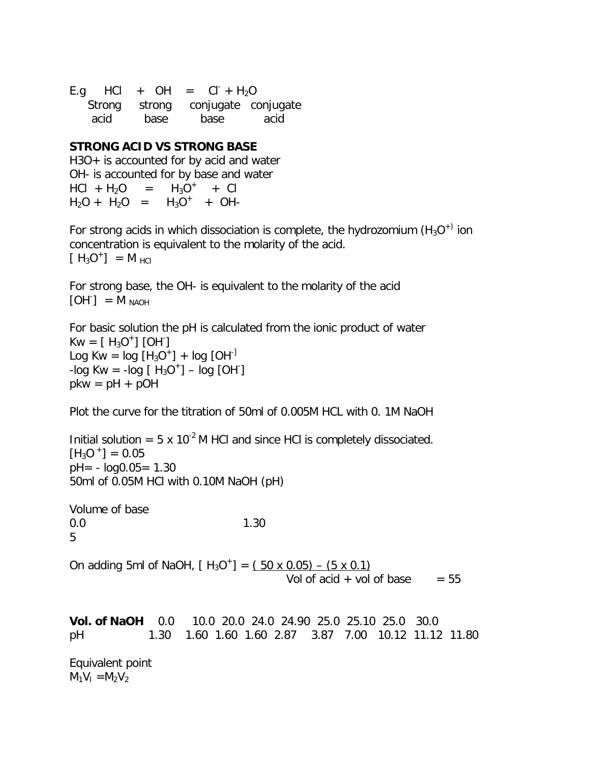E.g $HCl + OH = Cl^- + H_2O$

| Strong acid | strong base | conjugate base | conjugate acid |
|---|---|---|---|

**STRONG ACID VS STRONG BASE**

H3O+ is accounted for by acid and water
OH- is accounted for by base and water

$HCl + H_2O = H_3O^+ + Cl$

$H_2O + H_2O = H_3O^+ + OH-$

For strong acids in which dissociation is complete, the hydrozomium ($H_3O^{+)}$ ion concentration is equivalent to the molarity of the acid.

$[H_3O^+] = M_{HCl}$

For strong base, the OH- is equivalent to the molarity of the acid

$[OH^-] = M_{NAOH}$

For basic solution the pH is calculated from the ionic product of water

$Kw = [H_3O^+][OH^-]$

$\text{Log } Kw = \log [H_3O^+] + \log [OH^-]$

$-\log Kw = -\log [H_3O^+] - \log [OH^-]$

$pkw = pH + pOH$

Plot the curve for the titration of 50ml of 0.005M HCL with 0. 1M NaOH

Initial solution = $5 \times 10^{-2}$ M HCl and since HCl is completely dissociated.

$[H_3O^+] = 0.05$

$pH = -\log 0.05 = 1.30$

50ml of 0.05M HCl with 0.10M NaOH (pH)

Volume of base

0.0 1.30

5

On adding 5ml of NaOH, $[H_3O^+] = \frac{(50 \times 0.05) - (5 \times 0.1)}{\text{Vol of acid + vol of base}} = 55$

| **Vol. of NaOH** | 0.0 | 10.0 | 20.0 | 24.0 | 24.90 | 25.0 | 25.10 | 25.0 | 30.0 | |
|---|---|---|---|---|---|---|---|---|---|---|
| pH | 1.30 | 1.60 | 1.60 | 1.60 | 2.87 | 3.87 | 7.00 | 10.12 | 11.12 | 11.80 |

Equivalent point

$M_1V_I = M_2V_2$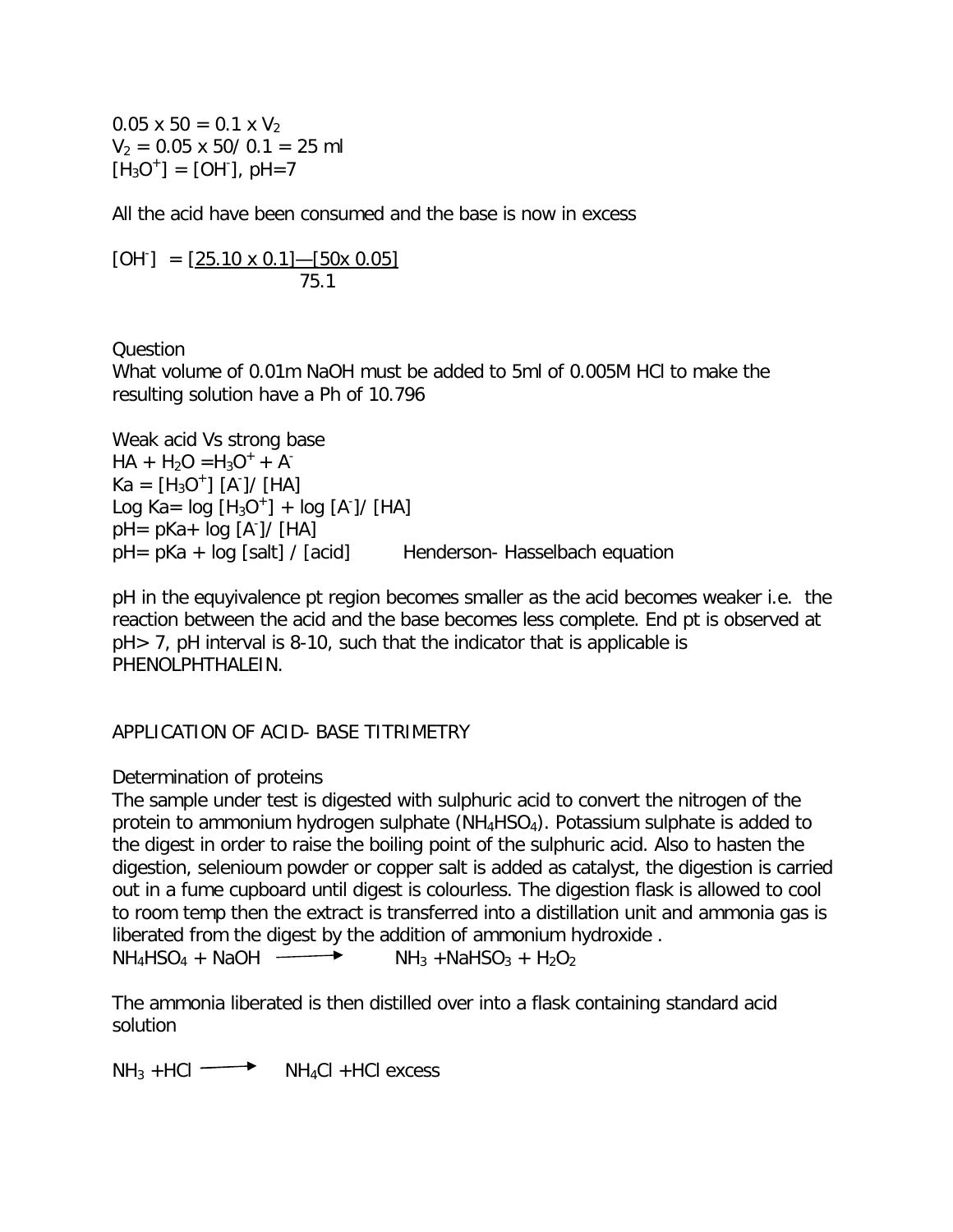$0.05 \times 50 = 0.1 \times V_2$
$V_2 = 0.05 \times 50 / 0.1 = 25$ ml
$[H_3O^+] = [OH^-]$, pH=7

All the acid have been consumed and the base is now in excess

$$[OH^-] = \frac{[25.10 \times 0.1] - [50 \times 0.05]}{75.1}$$

Question
What volume of 0.01m NaOH must be added to 5ml of 0.005M HCl to make the resulting solution have a Ph of 10.796

Weak acid Vs strong base
$HA + H_2O = H_3O^+ + A^-$
$Ka = [H_3O^+] [A^-] / [HA]$
$\text{Log } Ka = \log [H_3O^+] + \log [A^-] / [HA]$
$pH = pKa + \log [A^-] / [HA]$
$pH = pKa + \log [salt] / [acid]$ Henderson- Hasselbach equation

pH in the equyivalence pt region becomes smaller as the acid becomes weaker i.e. the reaction between the acid and the base becomes less complete. End pt is observed at pH> 7, pH interval is 8-10, such that the indicator that is applicable is PHENOLPHTHALEIN.

APPLICATION OF ACID- BASE TITRIMETRY

Determination of proteins
The sample under test is digested with sulphuric acid to convert the nitrogen of the protein to ammonium hydrogen sulphate ($NH_4HSO_4$). Potassium sulphate is added to the digest in order to raise the boiling point of the sulphuric acid. Also to hasten the digestion, selenioum powder or copper salt is added as catalyst, the digestion is carried out in a fume cupboard until digest is colourless. The digestion flask is allowed to cool to room temp then the extract is transferred into a distillation unit and ammonia gas is liberated from the digest by the addition of ammonium hydroxide .
$NH_4HSO_4 + NaOH \longrightarrow NH_3 + NaHSO_3 + H_2O_2$

The ammonia liberated is then distilled over into a flask containing standard acid solution

$NH_3 + HCl \longrightarrow NH_4Cl + HCl$ excess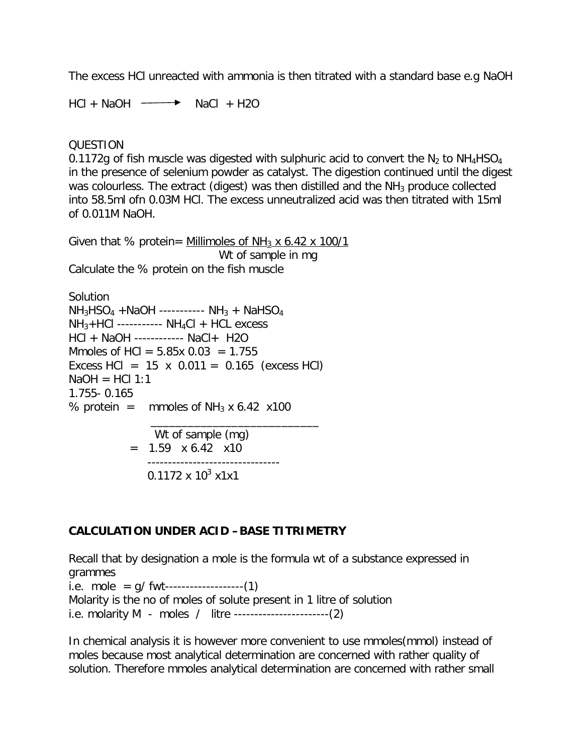The excess HCl unreacted with ammonia is then titrated with a standard base e.g NaOH

$HCl + NaOH \longrightarrow NaCl + H2O$

QUESTION

0.1172g of fish muscle was digested with sulphuric acid to convert the $N_2$ to $NH_4HSO_4$ in the presence of selenium powder as catalyst. The digestion continued until the digest was colourless. The extract (digest) was then distilled and the $NH_3$ produce collected into 58.5ml ofn 0.03M HCl. The excess unneutralized acid was then titrated with 15ml of 0.011M NaOH.

Given that % protein= $\frac{\text{Millimoles of } NH_3 \times 6.42 \times 100/1}{\text{Wt of sample in mg}}$

Calculate the % protein on the fish muscle

Solution

$NH_3HSO_4 + NaOH$ ----------- $NH_3 + NaHSO_4$

$NH_3 + HCl$ ----------- $NH_4Cl$ + HCL excess

HCl + NaOH ------------ NaCl+ H2O

Mmoles of HCl = 5.85x 0.03 = 1.755

Excess HCl = 15 x 0.011 = 0.165 (excess HCl)

NaOH = HCl 1:1

1.755- 0.165

$$\% \text{ protein} = \frac{\text{mmoles of } NH_3 \times 6.42 \times 100}{\text{Wt of sample (mg)}}$$

$$= \frac{1.59 \times 6.42 \times 10}{0.1172 \times 10^3 \times 1 \times 1}$$

**CALCULATION UNDER ACID –BASE TITRIMETRY**

Recall that by designation a mole is the formula wt of a substance expressed in grammes

i.e. mole = g/ fwt-------------------(1)

Molarity is the no of moles of solute present in 1 litre of solution

i.e. molarity M - moles / litre -----------------------(2)

In chemical analysis it is however more convenient to use mmoles(mmol) instead of moles because most analytical determination are concerned with rather quality of solution. Therefore mmoles analytical determination are concerned with rather small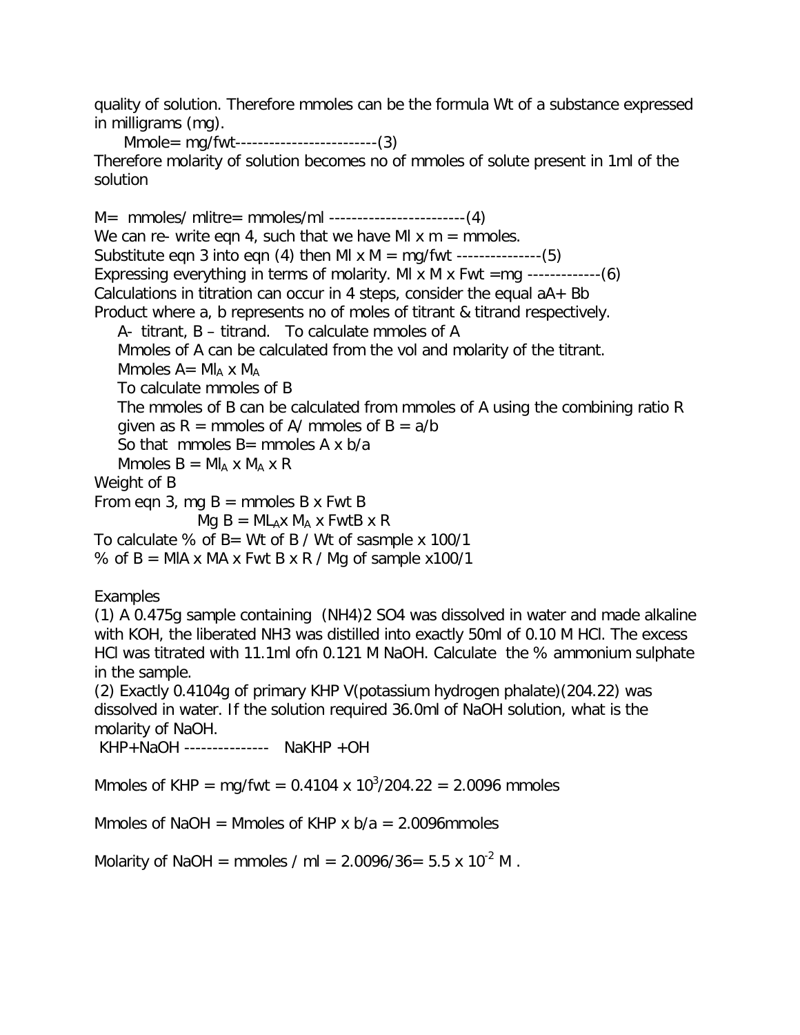quality of solution. Therefore mmoles can be the formula Wt of a substance expressed in milligrams (mg).

Mmole= mg/fwt-------------------------(3)

Therefore molarity of solution becomes no of mmoles of solute present in 1ml of the solution

M= mmoles/ mlitre= mmoles/ml ------------------------(4)

We can re- write eqn 4, such that we have Ml x m = mmoles.

Substitute eqn 3 into eqn (4) then Ml x M = mg/fwt ---------------(5)

Expressing everything in terms of molarity. Ml x M x Fwt =mg -------------(6)

Calculations in titration can occur in 4 steps, consider the equal aA+ Bb Product where a, b represents no of moles of titrant & titrand respectively.

A- titrant, B – titrand. To calculate mmoles of A

Mmoles of A can be calculated from the vol and molarity of the titrant.

Mmoles A= $Ml_A$ x $M_A$

To calculate mmoles of B

The mmoles of B can be calculated from mmoles of A using the combining ratio R given as R = mmoles of A/ mmoles of B = a/b

So that mmoles B= mmoles A x b/a

Mmoles B = $Ml_A$ x $M_A$ x R

Weight of B

From eqn 3, mg B = mmoles B x Fwt B

Mg B = $ML_A$x $M_A$ x FwtB x R

To calculate % of B= Wt of B / Wt of sasmple x 100/1

% of B = MlA x MA x Fwt B x R / Mg of sample x100/1

Examples

(1) A 0.475g sample containing $(NH_4)_2SO_4$ was dissolved in water and made alkaline with KOH, the liberated $NH_3$ was distilled into exactly 50ml of 0.10 M HCl. The excess HCl was titrated with 11.1ml ofn 0.121 M NaOH. Calculate the % ammonium sulphate in the sample.

(2) Exactly 0.4104g of primary KHP V(potassium hydrogen phalate)(204.22) was dissolved in water. If the solution required 36.0ml of NaOH solution, what is the molarity of NaOH.

KHP+NaOH --------------- NaKHP +OH

Mmoles of KHP = mg/fwt = 0.4104 x $10^3$/204.22 = 2.0096 mmoles

Mmoles of NaOH = Mmoles of KHP x b/a = 2.0096mmoles

Molarity of NaOH = mmoles / ml = 2.0096/36= 5.5 x $10^{-2}$ M .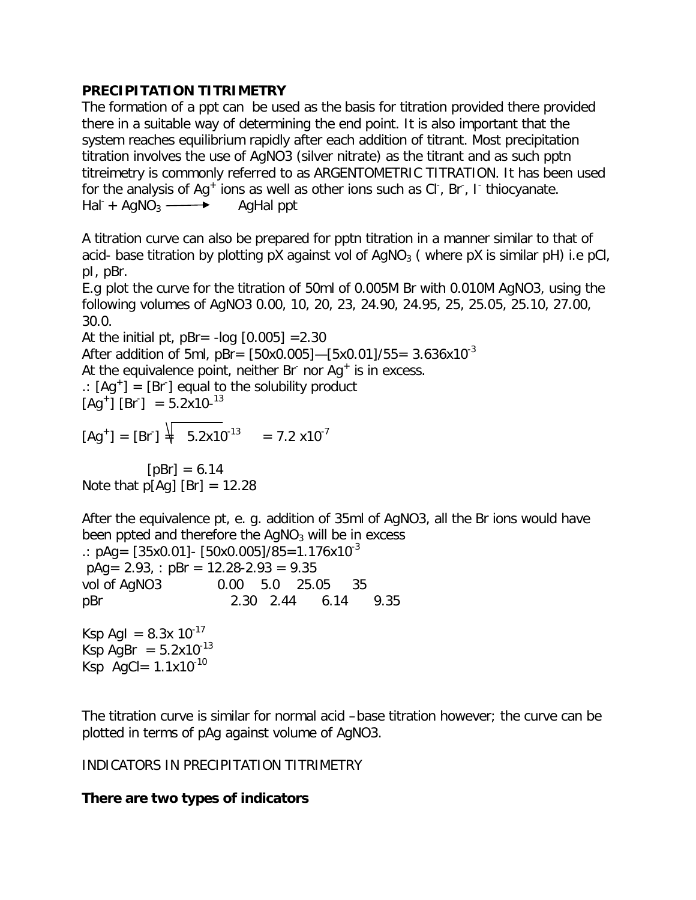**PRECIPITATION TITRIMETRY**

The formation of a ppt can be used as the basis for titration provided there provided there in a suitable way of determining the end point. It is also important that the system reaches equilibrium rapidly after each addition of titrant. Most precipitation titration involves the use of AgNO3 (silver nitrate) as the titrant and as such pptn titreimetry is commonly referred to as ARGENTOMETRIC TITRATION. It has been used for the analysis of $Ag^+$ ions as well as other ions such as $Cl^-$, $Br^-$, $I^-$ thiocyanate.

$Hal^- + AgNO_3 \longrightarrow$ AgHal ppt

A titration curve can also be prepared for pptn titration in a manner similar to that of acid- base titration by plotting pX against vol of $AgNO_3$ ( where pX is similar pH) i.e pCl, pI, pBr.

E.g plot the curve for the titration of 50ml of 0.005M Br with 0.010M AgNO3, using the following volumes of AgNO3 0.00, 10, 20, 23, 24.90, 24.95, 25, 25.05, 25.10, 27.00, 30.0.

At the initial pt, pBr= -log [0.005] =2.30

After addition of 5ml, pBr= [50x0.005]—[5x0.01]/55= $3.636 \times 10^{-3}$

At the equivalence point, neither $Br^-$ nor $Ag^+$ is in excess.

.: $[Ag^+] = [Br^-]$ equal to the solubility product

$[Ag^+][Br^-] = 5.2 \times 10^{-13}$

$[Ag^+] = [Br^-] = \sqrt{5.2 \times 10^{-13}} = 7.2 \times 10^{-7}$

[pBr] = 6.14

Note that p[Ag] [Br] = 12.28

After the equivalence pt, e. g. addition of 35ml of AgNO3, all the Br ions would have been ppted and therefore the $AgNO_3$ will be in excess

.: pAg= [35x0.01]- [50x0.005]/85=$1.176 \times 10^{-3}$

pAg= 2.93, : pBr = 12.28-2.93 = 9.35

| vol of AgNO3 | 0.00 | 5.0 | 25.05 | 35 |
|---|---|---|---|---|
| pBr | 2.30 | 2.44 | 6.14 | 9.35 |

Ksp AgI = $8.3 \times 10^{-17}$

Ksp AgBr = $5.2 \times 10^{-13}$

Ksp AgCl= $1.1 \times 10^{-10}$

The titration curve is similar for normal acid –base titration however; the curve can be plotted in terms of pAg against volume of AgNO3.

INDICATORS IN PRECIPITATION TITRIMETRY

**There are two types of indicators**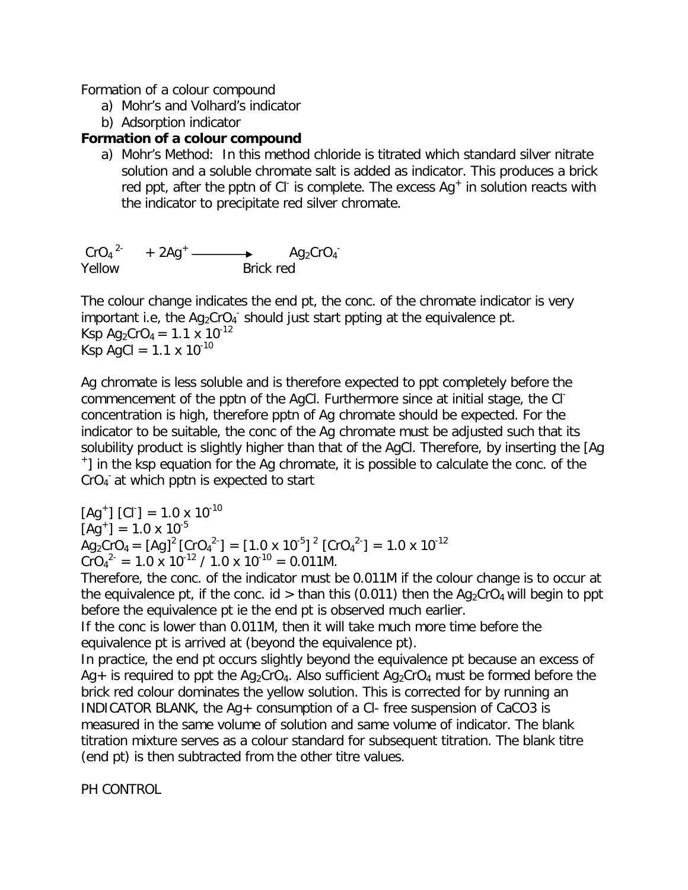Formation of a colour compound

a) Mohr's and Volhard's indicator
b) Adsorption indicator

**Formation of a colour compound**

a) Mohr's Method: In this method chloride is titrated which standard silver nitrate solution and a soluble chromate salt is added as indicator. This produces a brick red ppt, after the pptn of $Cl^-$ is complete. The excess $Ag^+$ in solution reacts with the indicator to precipitate red silver chromate.

$$\underset{\text{Yellow}}{CrO_4^{2-}} + 2Ag^+ \longrightarrow \underset{\text{Brick red}}{Ag_2CrO_4^-}$$

The colour change indicates the end pt, the conc. of the chromate indicator is very important i.e, the $Ag_2CrO_4^-$ should just start ppting at the equivalence pt.
Ksp $Ag_2CrO_4 = 1.1 \times 10^{-12}$
Ksp $AgCl = 1.1 \times 10^{-10}$

Ag chromate is less soluble and is therefore expected to ppt completely before the commencement of the pptn of the AgCl. Furthermore since at initial stage, the $Cl^-$ concentration is high, therefore pptn of Ag chromate should be expected. For the indicator to be suitable, the conc of the Ag chromate must be adjusted such that its solubility product is slightly higher than that of the AgCl. Therefore, by inserting the $[Ag^+]$ in the ksp equation for the Ag chromate, it is possible to calculate the conc. of the $CrO_4^-$ at which pptn is expected to start

$[Ag^+][Cl^-] = 1.0 \times 10^{-10}$
$[Ag^+] = 1.0 \times 10^{-5}$
$Ag_2CrO_4 = [Ag]^2[CrO_4^{2-}] = [1.0 \times 10^{-5}]^2 [CrO_4^{2-}] = 1.0 \times 10^{-12}$
$CrO_4^{2-} = 1.0 \times 10^{-12} / 1.0 \times 10^{-10} = 0.011M.$

Therefore, the conc. of the indicator must be 0.011M if the colour change is to occur at the equivalence pt, if the conc. id > than this (0.011) then the $Ag_2CrO_4$ will begin to ppt before the equivalence pt ie the end pt is observed much earlier.
If the conc is lower than 0.011M, then it will take much more time before the equivalence pt is arrived at (beyond the equivalence pt).
In practice, the end pt occurs slightly beyond the equivalence pt because an excess of $Ag^+$ is required to ppt the $Ag_2CrO_4$. Also sufficient $Ag_2CrO_4$ must be formed before the brick red colour dominates the yellow solution. This is corrected for by running an INDICATOR BLANK, the $Ag^+$ consumption of a $Cl^-$ free suspension of $CaCO_3$ is measured in the same volume of solution and same volume of indicator. The blank titration mixture serves as a colour standard for subsequent titration. The blank titre (end pt) is then subtracted from the other titre values.

PH CONTROL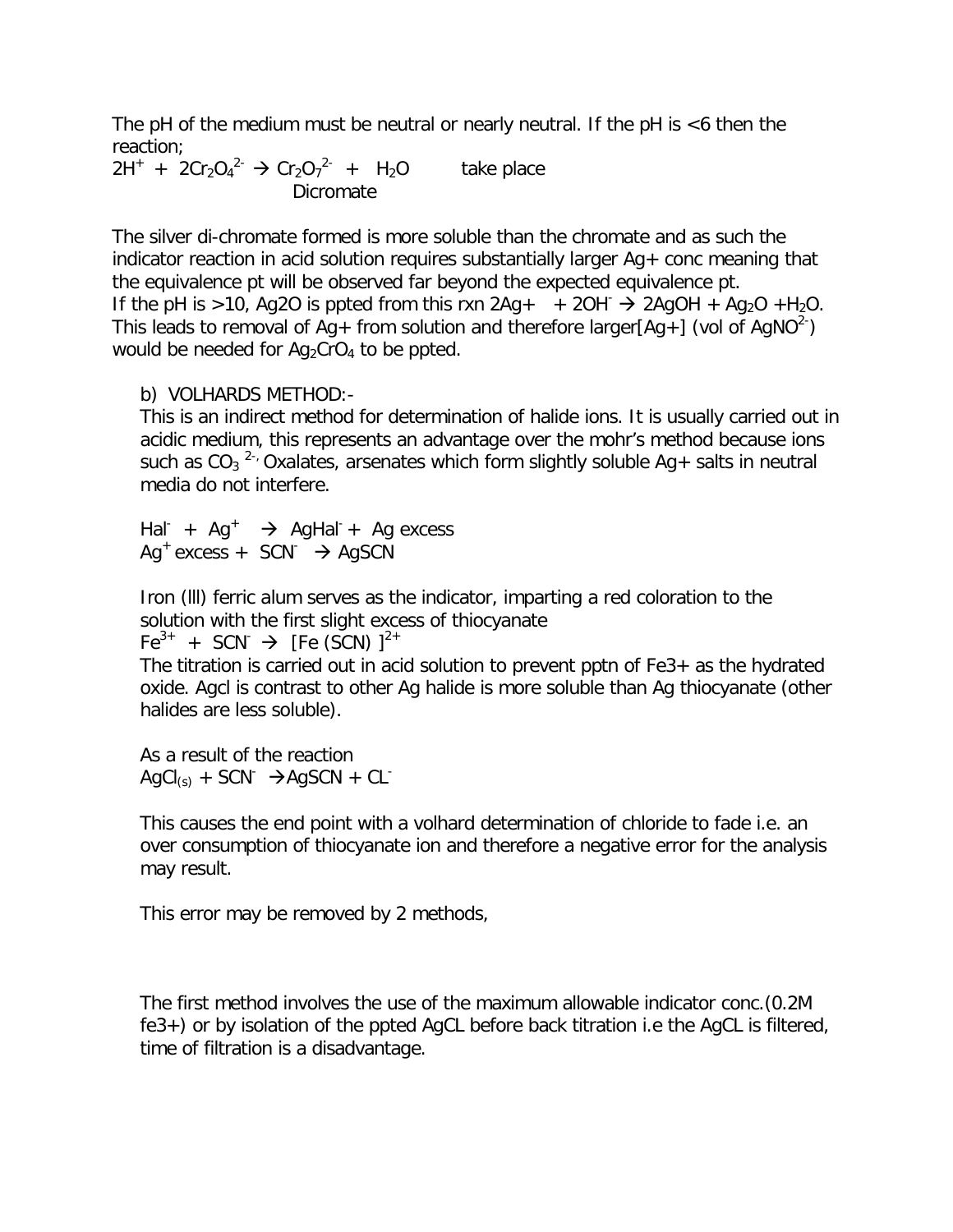The pH of the medium must be neutral or nearly neutral. If the pH is <6 then the reaction;

$2H^+ + 2Cr_2O_4^{2-} \rightarrow Cr_2O_7^{2-} + H_2O$ take place

Dicromate

The silver di-chromate formed is more soluble than the chromate and as such the indicator reaction in acid solution requires substantially larger Ag+ conc meaning that the equivalence pt will be observed far beyond the expected equivalence pt.

If the pH is >10, Ag2O is ppted from this rxn $2Ag^+ + 2OH^- \rightarrow 2AgOH + Ag_2O + H_2O$. This leads to removal of Ag+ from solution and therefore larger[Ag+] (vol of $AgNO^{2-}$) would be needed for $Ag_2CrO_4$ to be ppted.

b) VOLHARDS METHOD:-

This is an indirect method for determination of halide ions. It is usually carried out in acidic medium, this represents an advantage over the mohr's method because ions such as $CO_3$ $^{2-,}$ Oxalates, arsenates which form slightly soluble Ag+ salts in neutral media do not interfere.

$Hal^- + Ag^+ \rightarrow AgHal^- +$ Ag excess
$Ag^+$ excess $+ SCN^- \rightarrow AgSCN$

Iron (lll) ferric alum serves as the indicator, imparting a red coloration to the solution with the first slight excess of thiocyanate

$Fe^{3+} + SCN^- \rightarrow [Fe(SCN)]^{2+}$

The titration is carried out in acid solution to prevent pptn of Fe3+ as the hydrated oxide. Agcl is contrast to other Ag halide is more soluble than Ag thiocyanate (other halides are less soluble).

As a result of the reaction

$AgCl_{(s)} + SCN^- \rightarrow AgSCN + CL^-$

This causes the end point with a volhard determination of chloride to fade i.e. an over consumption of thiocyanate ion and therefore a negative error for the analysis may result.

This error may be removed by 2 methods,

The first method involves the use of the maximum allowable indicator conc.(0.2M fe3+) or by isolation of the ppted AgCL before back titration i.e the AgCL is filtered, time of filtration is a disadvantage.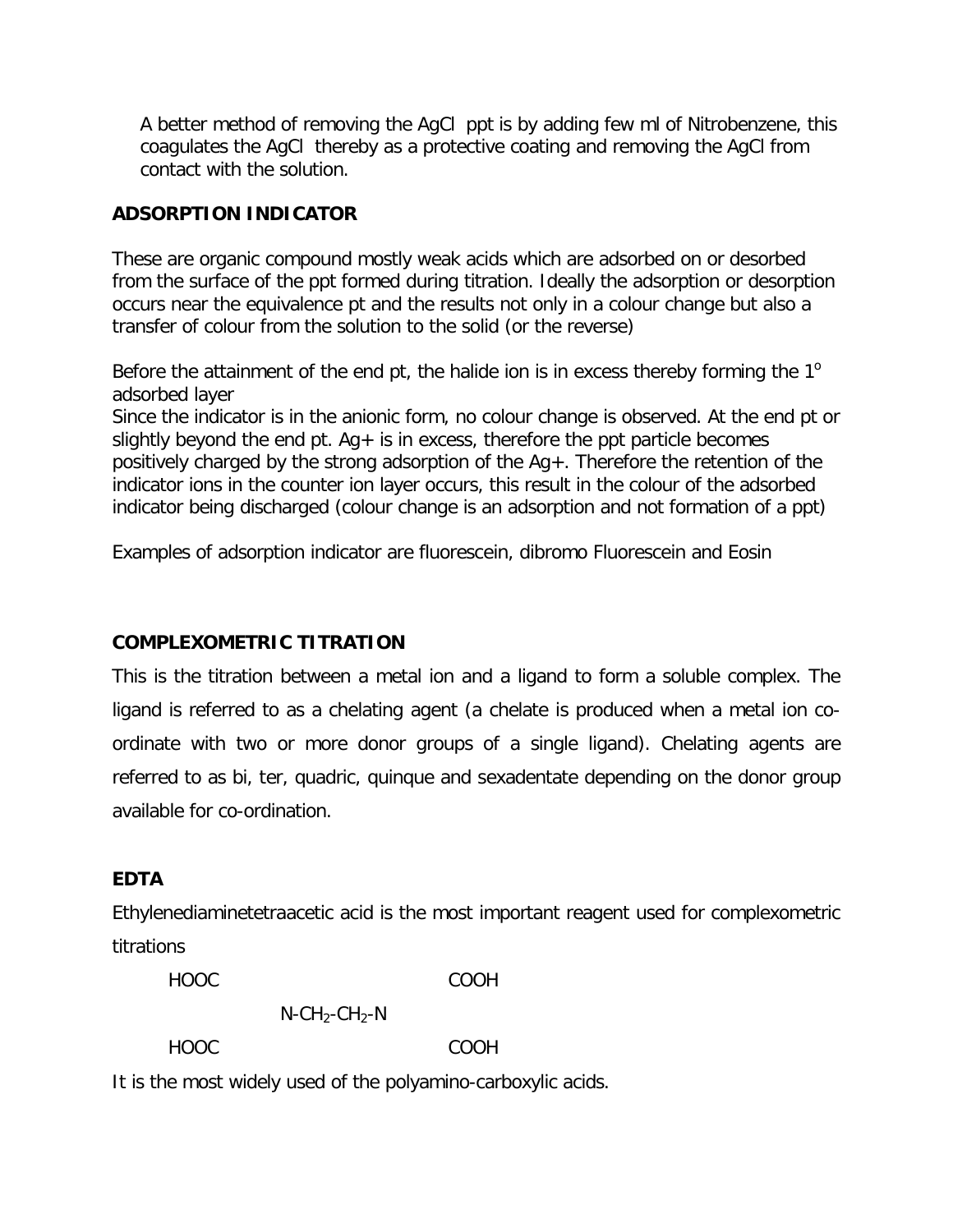A better method of removing the AgCl ppt is by adding few ml of Nitrobenzene, this coagulates the AgCl thereby as a protective coating and removing the AgCl from contact with the solution.

## ADSORPTION INDICATOR

These are organic compound mostly weak acids which are adsorbed on or desorbed from the surface of the ppt formed during titration. Ideally the adsorption or desorption occurs near the equivalence pt and the results not only in a colour change but also a transfer of colour from the solution to the solid (or the reverse)

Before the attainment of the end pt, the halide ion is in excess thereby forming the $1^o$ adsorbed layer
Since the indicator is in the anionic form, no colour change is observed. At the end pt or slightly beyond the end pt. $Ag+$ is in excess, therefore the ppt particle becomes positively charged by the strong adsorption of the $Ag+$. Therefore the retention of the indicator ions in the counter ion layer occurs, this result in the colour of the adsorbed indicator being discharged (colour change is an adsorption and not formation of a ppt)

Examples of adsorption indicator are fluorescein, dibromo Fluorescein and Eosin

## COMPLEXOMETRIC TITRATION

This is the titration between a metal ion and a ligand to form a soluble complex. The ligand is referred to as a chelating agent (a chelate is produced when a metal ion co-ordinate with two or more donor groups of a single ligand). Chelating agents are referred to as bi, ter, quadric, quinque and sexadentate depending on the donor group available for co-ordination.

## EDTA

Ethylenediaminetetraacetic acid is the most important reagent used for complexometric titrations

```
HOOC                    COOH
        N-CH2-CH2-N
HOOC                    COOH
```

It is the most widely used of the polyamino-carboxylic acids.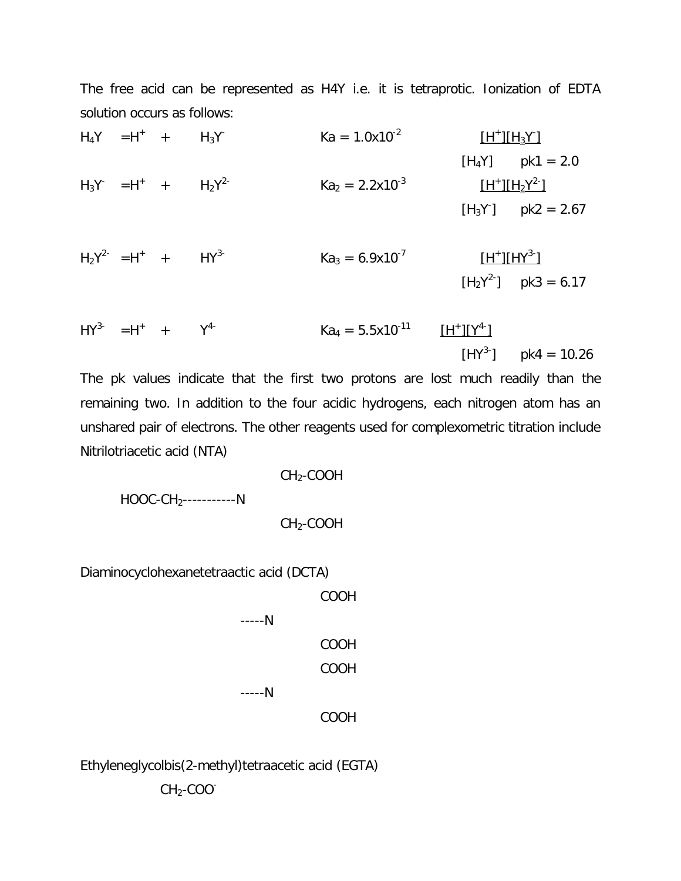The free acid can be represented as H4Y i.e. it is tetraprotic. Ionization of EDTA solution occurs as follows:

$H_4Y = H^+ + H_3Y^-$  Ka = $1.0 \times 10^{-2}$  $\frac{[H^+][H_3Y^-]}{[H_4Y]}$  pk1 = 2.0

$H_3Y^- = H^+ + H_2Y^{2-}$  $Ka_2 = 2.2 \times 10^{-3}$  $\frac{[H^+][H_2Y^{2-}]}{[H_3Y^-]}$  pk2 = 2.67

$H_2Y^{2-} = H^+ + HY^{3-}$  $Ka_3 = 6.9 \times 10^{-7}$  $\frac{[H^+][HY^{3-}]}{[H_2Y^{2-}]}$  pk3 = 6.17

$HY^{3-} = H^+ + Y^{4-}$  $Ka_4 = 5.5 \times 10^{-11}$  $\frac{[H^+][Y^{4-}]}{[HY^{3-}]}$  pk4 = 10.26

The pk values indicate that the first two protons are lost much readily than the remaining two. In addition to the four acidic hydrogens, each nitrogen atom has an unshared pair of electrons. The other reagents used for complexometric titration include Nitrilotriacetic acid (NTA)

```
                         CH2-COOH
   HOOC-CH2-----------N
                         CH2-COOH
```

Diaminocyclohexanetetraactic acid (DCTA)

```
                         COOH
              -----N
                         COOH
                         COOH
              -----N
                         COOH
```

Ethyleneglycolbis(2-methyl)tetraacetic acid (EGTA)

```
      CH2-COO-
```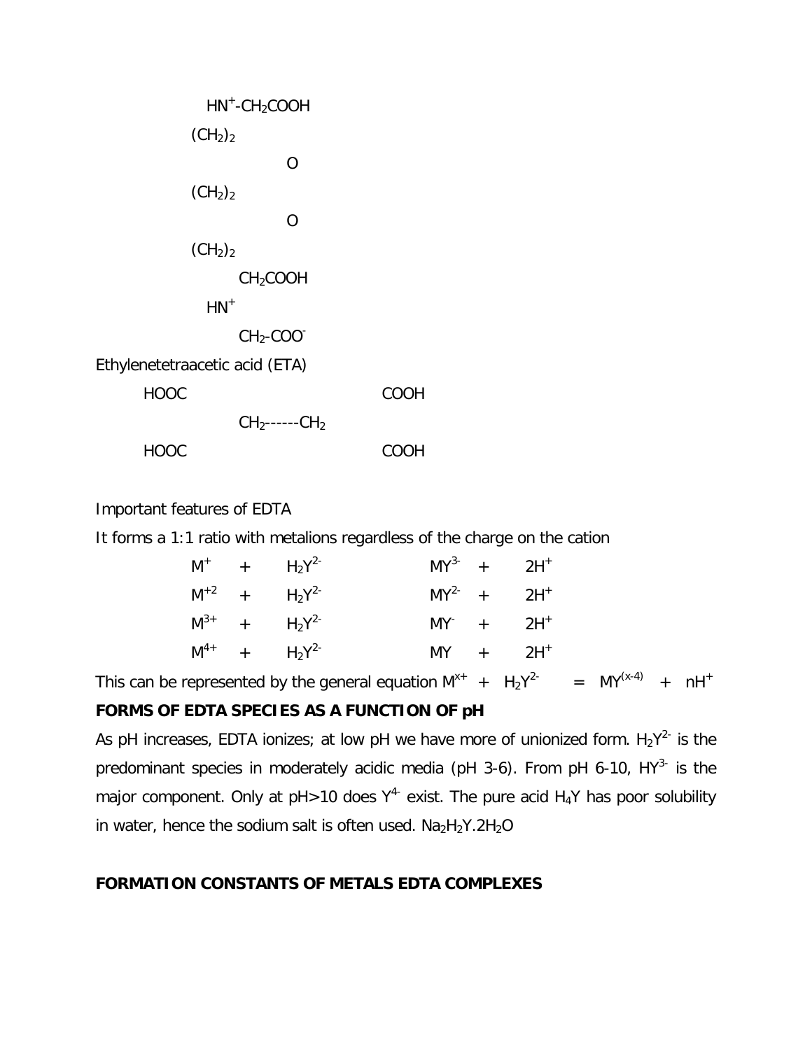$HN^+$-$CH_2COOH$

$(CH_2)_2$

O

$(CH_2)_2$

O

$(CH_2)_2$

$CH_2COOH$

$HN^+$

$CH_2$-$COO^-$

Ethylenetetraacetic acid (ETA)

HOOC COOH

$CH_2$------$CH_2$

HOOC COOH

Important features of EDTA

It forms a 1:1 ratio with metalions regardless of the charge on the cation

$$M^+ \quad + \quad H_2Y^{2-} \qquad MY^{3-} \quad + \quad 2H^+$$
$$M^{+2} \quad + \quad H_2Y^{2-} \qquad MY^{2-} \quad + \quad 2H^+$$
$$M^{3+} \quad + \quad H_2Y^{2-} \qquad MY^{-} \quad + \quad 2H^+$$
$$M^{4+} \quad + \quad H_2Y^{2-} \qquad MY \quad + \quad 2H^+$$

This can be represented by the general equation $M^{x+} + H_2Y^{2-} = MY^{(x-4)} + nH^+$

**FORMS OF EDTA SPECIES AS A FUNCTION OF pH**

As pH increases, EDTA ionizes; at low pH we have more of unionized form. $H_2Y^{2-}$ is the predominant species in moderately acidic media (pH 3-6). From pH 6-10, $HY^{3-}$ is the major component. Only at pH>10 does $Y^{4-}$ exist. The pure acid $H_4Y$ has poor solubility in water, hence the sodium salt is often used. $Na_2H_2Y.2H_2O$

**FORMATION CONSTANTS OF METALS EDTA COMPLEXES**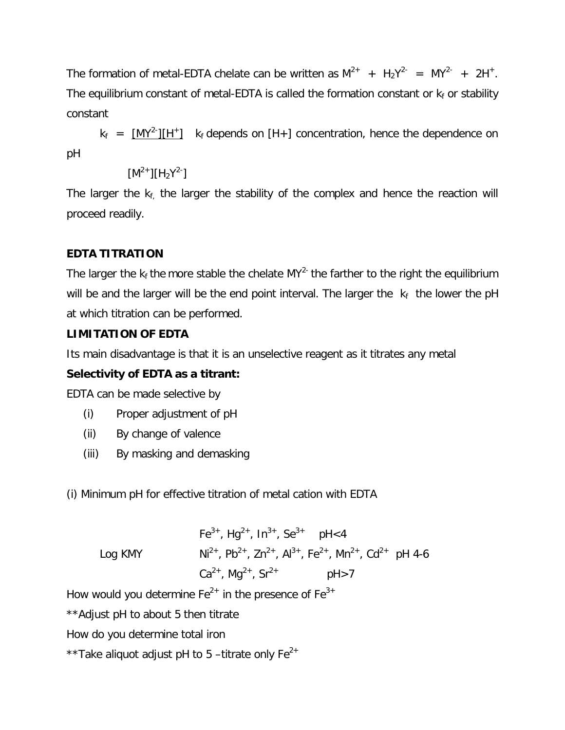The formation of metal-EDTA chelate can be written as $M^{2+} + H_2Y^{2-} = MY^{2-} + 2H^+$. The equilibrium constant of metal-EDTA is called the formation constant or $k_f$ or stability constant

$$k_f = \frac{[MY^{2-}][H^+]}{[M^{2+}][H_2Y^{2-}]}$$

$k_f$ depends on [H+] concentration, hence the dependence on pH

The larger the $k_f$, the larger the stability of the complex and hence the reaction will proceed readily.

**EDTA TITRATION**

The larger the $k_f$ the more stable the chelate $MY^{2-}$ the farther to the right the equilibrium will be and the larger will be the end point interval. The larger the $k_f$ the lower the pH at which titration can be performed.

**LIMITATION OF EDTA**

Its main disadvantage is that it is an unselective reagent as it titrates any metal

**Selectivity of EDTA as a titrant:**

EDTA can be made selective by

(i) Proper adjustment of pH

(ii) By change of valence

(iii) By masking and demasking

(i) Minimum pH for effective titration of metal cation with EDTA

| | | |
|---|---|---|
| | $Fe^{3+}$, $Hg^{2+}$, $In^{3+}$, $Se^{3+}$ | pH<4 |
| Log KMY | $Ni^{2+}$, $Pb^{2+}$, $Zn^{2+}$, $Al^{3+}$, $Fe^{2+}$, $Mn^{2+}$, $Cd^{2+}$ | pH 4-6 |
| | $Ca^{2+}$, $Mg^{2+}$, $Sr^{2+}$ | pH>7 |

How would you determine $Fe^{2+}$ in the presence of $Fe^{3+}$

**Adjust pH to about 5 then titrate

How do you determine total iron

**Take aliquot adjust pH to 5 –titrate only $Fe^{2+}$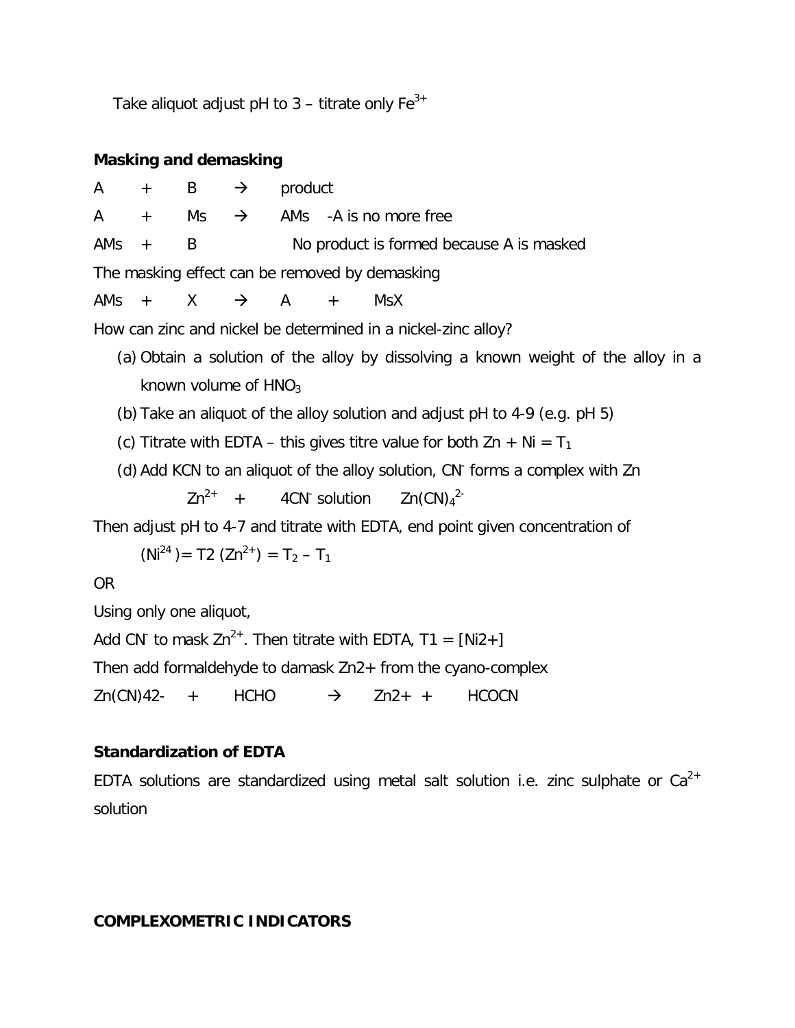Take aliquot adjust pH to 3 – titrate only $Fe^{3+}$

**Masking and demasking**

A + B → product

A + Ms → AMs -A is no more free

AMs + B No product is formed because A is masked

The masking effect can be removed by demasking

AMs + X → A + MsX

How can zinc and nickel be determined in a nickel-zinc alloy?

(a) Obtain a solution of the alloy by dissolving a known weight of the alloy in a known volume of $HNO_3$

(b) Take an aliquot of the alloy solution and adjust pH to 4-9 (e.g. pH 5)

(c) Titrate with EDTA – this gives titre value for both Zn + Ni = $T_1$

(d) Add KCN to an aliquot of the alloy solution, $CN^-$ forms a complex with Zn

$Zn^{2+}$ + $4CN^-$ solution $Zn(CN)_4^{2-}$

Then adjust pH to 4-7 and titrate with EDTA, end point given concentration of

$(Ni^{24}) = T2$ $(Zn^{2+}) = T_2 - T_1$

OR

Using only one aliquot,

Add $CN^-$ to mask $Zn^{2+}$. Then titrate with EDTA, T1 = [Ni2+]

Then add formaldehyde to damask Zn2+ from the cyano-complex

Zn(CN)42- + HCHO → Zn2+ + HCOCN

**Standardization of EDTA**

EDTA solutions are standardized using metal salt solution i.e. zinc sulphate or $Ca^{2+}$ solution

**COMPLEXOMETRIC INDICATORS**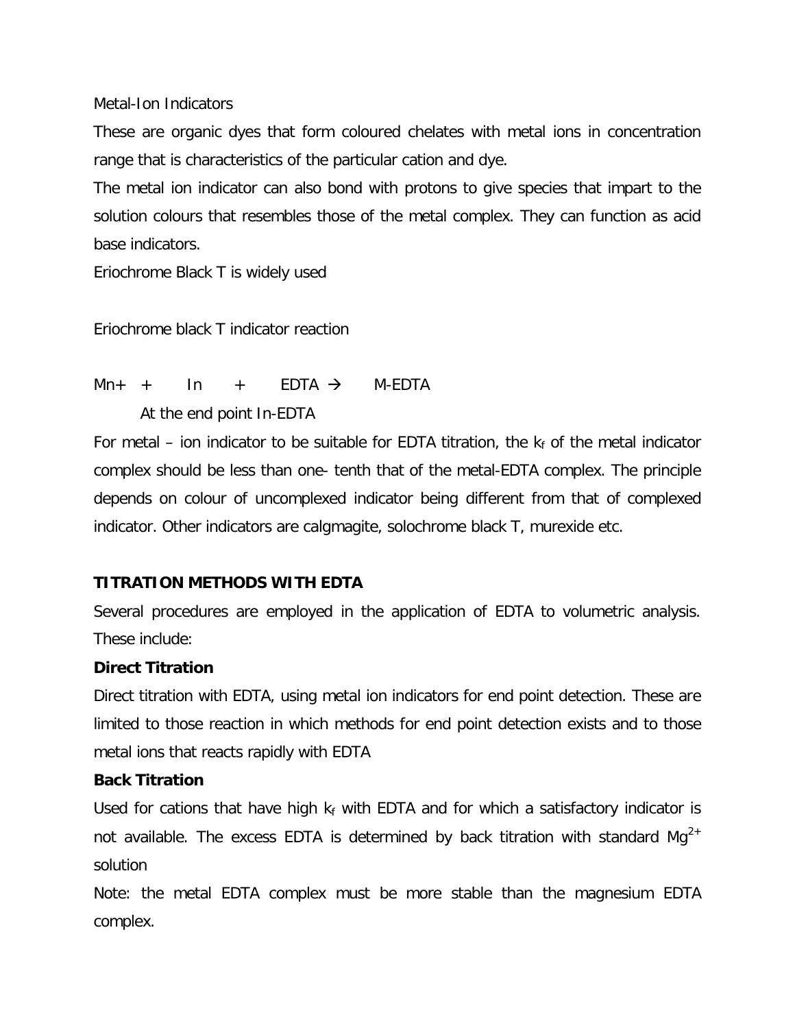Metal-Ion Indicators

These are organic dyes that form coloured chelates with metal ions in concentration range that is characteristics of the particular cation and dye.

The metal ion indicator can also bond with protons to give species that impart to the solution colours that resembles those of the metal complex. They can function as acid base indicators.

Eriochrome Black T is widely used

Eriochrome black T indicator reaction

$M^{n+}$ + In + EDTA → M-EDTA

At the end point In-EDTA

For metal – ion indicator to be suitable for EDTA titration, the $k_f$ of the metal indicator complex should be less than one- tenth that of the metal-EDTA complex. The principle depends on colour of uncomplexed indicator being different from that of complexed indicator. Other indicators are calgmagite, solochrome black T, murexide etc.

**TITRATION METHODS WITH EDTA**

Several procedures are employed in the application of EDTA to volumetric analysis. These include:

**Direct Titration**

Direct titration with EDTA, using metal ion indicators for end point detection. These are limited to those reaction in which methods for end point detection exists and to those metal ions that reacts rapidly with EDTA

**Back Titration**

Used for cations that have high $k_f$ with EDTA and for which a satisfactory indicator is not available. The excess EDTA is determined by back titration with standard $Mg^{2+}$ solution

Note: the metal EDTA complex must be more stable than the magnesium EDTA complex.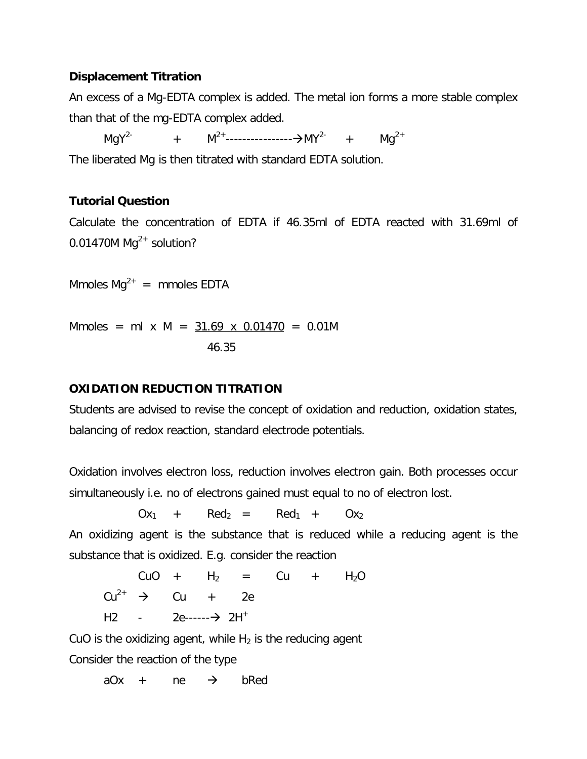**Displacement Titration**

An excess of a Mg-EDTA complex is added. The metal ion forms a more stable complex than that of the mg-EDTA complex added.

$$MgY^{2-} \quad + \quad M^{2+} \text{----------------}\rightarrow MY^{2-} \quad + \quad Mg^{2+}$$

The liberated Mg is then titrated with standard EDTA solution.

**Tutorial Question**

Calculate the concentration of EDTA if 46.35ml of EDTA reacted with 31.69ml of 0.01470M $Mg^{2+}$ solution?

Mmoles $Mg^{2+}$ = mmoles EDTA

$$\text{Mmoles} = \text{ml} \times \text{M} = \frac{31.69 \times 0.01470}{46.35} = 0.01\text{M}$$

**OXIDATION REDUCTION TITRATION**

Students are advised to revise the concept of oxidation and reduction, oxidation states, balancing of redox reaction, standard electrode potentials.

Oxidation involves electron loss, reduction involves electron gain. Both processes occur simultaneously i.e. no of electrons gained must equal to no of electron lost.

$$Ox_1 \quad + \quad Red_2 \quad = \quad Red_1 \quad + \quad Ox_2$$

An oxidizing agent is the substance that is reduced while a reducing agent is the substance that is oxidized. E.g. consider the reaction

$$CuO \quad + \quad H_2 \quad = \quad Cu \quad + \quad H_2O$$

$$Cu^{2+} \rightarrow \quad Cu \quad + \quad 2e$$

$$H2 \quad - \quad 2e\text{------}\rightarrow \; 2H^{+}$$

CuO is the oxidizing agent, while $H_2$ is the reducing agent

Consider the reaction of the type

$$aOx \quad + \quad ne \quad \rightarrow \quad bRed$$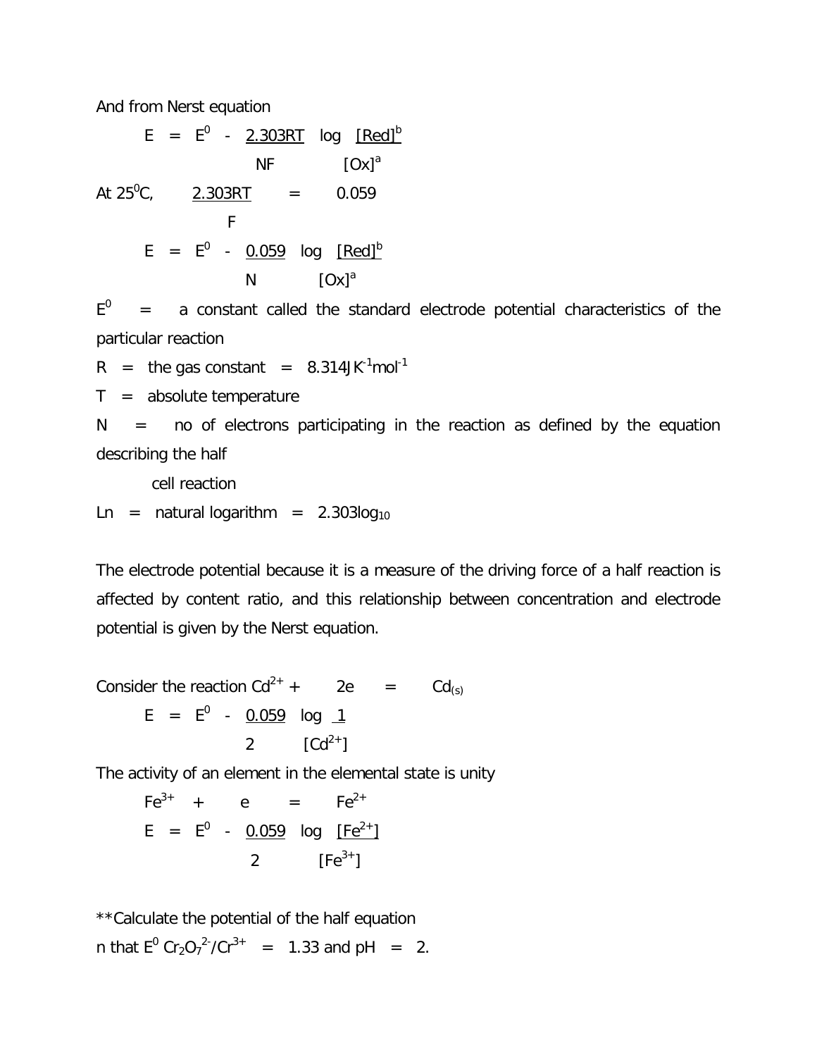And from Nerst equation

$$E = E^0 - \frac{2.303RT}{NF} \log \frac{[Red]^b}{[Ox]^a}$$

At $25^0C$, $\frac{2.303RT}{F} = 0.059$

$$E = E^0 - \frac{0.059}{N} \log \frac{[Red]^b}{[Ox]^a}$$

$E^0$ = a constant called the standard electrode potential characteristics of the particular reaction

R = the gas constant = $8.314JK^{-1}mol^{-1}$

T = absolute temperature

N = no of electrons participating in the reaction as defined by the equation describing the half cell reaction

Ln = natural logarithm = $2.303\log_{10}$

The electrode potential because it is a measure of the driving force of a half reaction is affected by content ratio, and this relationship between concentration and electrode potential is given by the Nerst equation.

Consider the reaction $Cd^{2+} + 2e = Cd_{(s)}$

$$E = E^0 - \frac{0.059}{2} \log \frac{1}{[Cd^{2+}]}$$

The activity of an element in the elemental state is unity

$$Fe^{3+} + e = Fe^{2+}$$

$$E = E^0 - \frac{0.059}{2} \log \frac{[Fe^{2+}]}{[Fe^{3+}]}$$

**Calculate the potential of the half equation
n that $E^0$ $Cr_2O_7^{2-}/Cr^{3+}$ = 1.33 and pH = 2.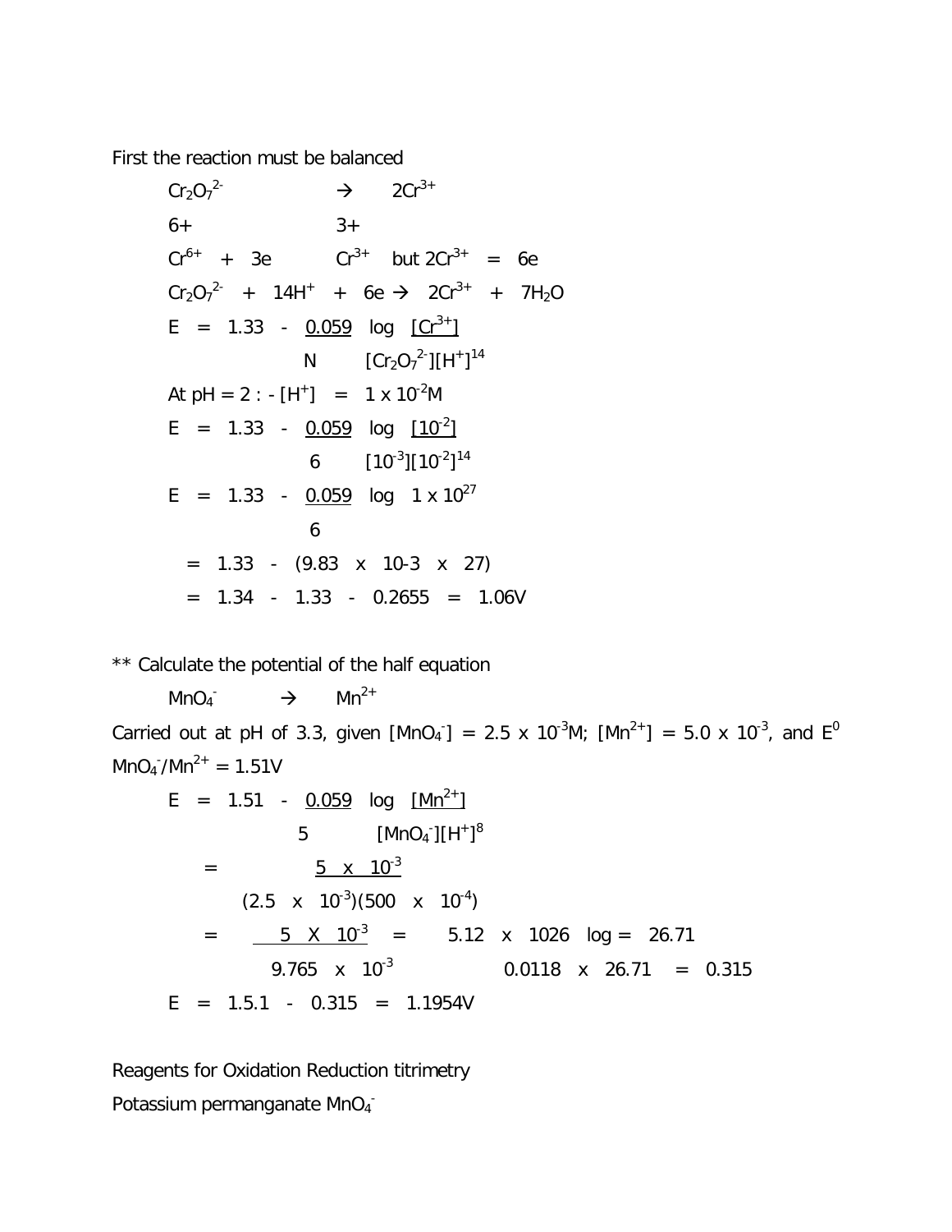First the reaction must be balanced

$Cr_2O_7^{2-} \rightarrow 2Cr^{3+}$

6+ 3+

$Cr^{6+} + 3e \quad Cr^{3+}$ but $2Cr^{3+} = 6e$

$Cr_2O_7^{2-} + 14H^+ + 6e \rightarrow 2Cr^{3+} + 7H_2O$

$$E = 1.33 - \frac{0.059}{N} \log \frac{[Cr^{3+}]}{[Cr_2O_7^{2-}][H^+]^{14}}$$

At pH = 2 : - $[H^+] = 1 \times 10^{-2}M$

$$E = 1.33 - \frac{0.059}{6} \log \frac{[10^{-2}]}{[10^{-3}][10^{-2}]^{14}}$$

$$E = 1.33 - \frac{0.059}{6} \log 1 \times 10^{27}$$

$= 1.33 - (9.83 \times 10\text{-}3 \times 27)$

$= 1.34 - 1.33 - 0.2655 = 1.06V$

** Calculate the potential of the half equation

$MnO_4^- \rightarrow Mn^{2+}$

Carried out at pH of 3.3, given $[MnO_4^-] = 2.5 \times 10^{-3}M$; $[Mn^{2+}] = 5.0 \times 10^{-3}$, and $E^0$ $MnO_4^-/Mn^{2+} = 1.51V$

$$E = 1.51 - \frac{0.059}{5} \log \frac{[Mn^{2+}]}{[MnO_4^-][H^+]^8}$$

$$= \frac{5 \times 10^{-3}}{(2.5 \times 10^{-3})(500 \times 10^{-4})}$$

$$= \frac{5 \times 10^{-3}}{9.765 \times 10^{-3}} = 5.12 \times 1026 \quad \log = 26.71$$

$0.0118 \times 26.71 = 0.315$

$E = 1.5.1 - 0.315 = 1.1954V$

Reagents for Oxidation Reduction titrimetry

Potassium permanganate $MnO_4^-$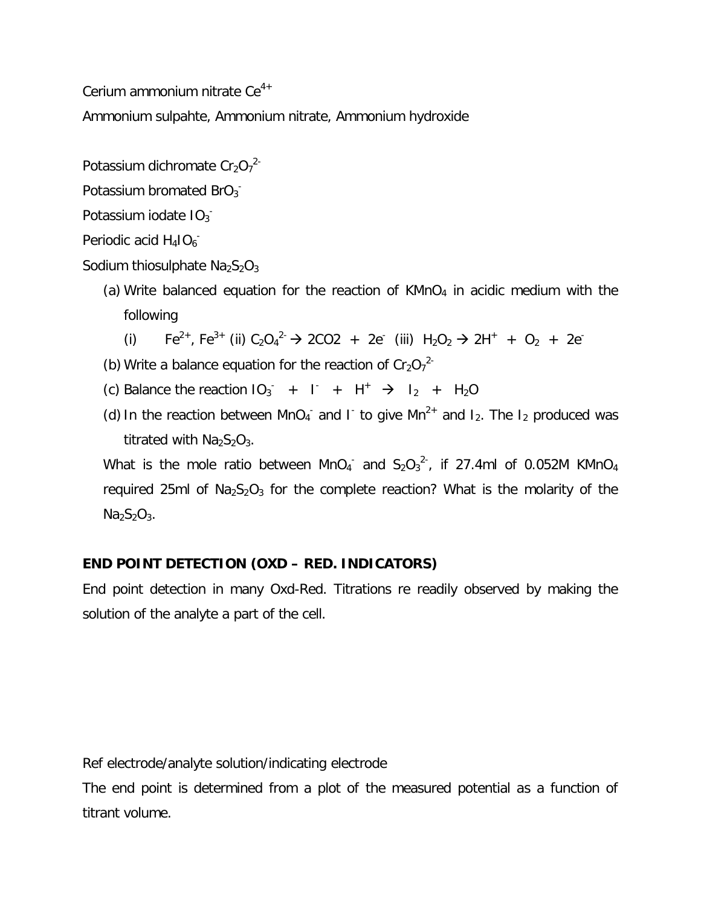Cerium ammonium nitrate $Ce^{4+}$

Ammonium sulpahte, Ammonium nitrate, Ammonium hydroxide

Potassium dichromate $Cr_2O_7^{2-}$

Potassium bromated $BrO_3^-$

Potassium iodate $IO_3^-$

Periodic acid $H_4IO_6^-$

Sodium thiosulphate $Na_2S_2O_3$

(a) Write balanced equation for the reaction of $KMnO_4$ in acidic medium with the following

   (i) $Fe^{2+}$, $Fe^{3+}$ (ii) $C_2O_4^{2-} \rightarrow 2CO2 + 2e^-$ (iii) $H_2O_2 \rightarrow 2H^+ + O_2 + 2e^-$

(b) Write a balance equation for the reaction of $Cr_2O_7^{2-}$

(c) Balance the reaction $IO_3^- + I^- + H^+ \rightarrow I_2 + H_2O$

(d) In the reaction between $MnO_4^-$ and $I^-$ to give $Mn^{2+}$ and $I_2$. The $I_2$ produced was titrated with $Na_2S_2O_3$.

What is the mole ratio between $MnO_4^-$ and $S_2O_3^{2-}$, if 27.4ml of 0.052M $KMnO_4$ required 25ml of $Na_2S_2O_3$ for the complete reaction? What is the molarity of the $Na_2S_2O_3$.

**END POINT DETECTION (OXD – RED. INDICATORS)**

End point detection in many Oxd-Red. Titrations re readily observed by making the solution of the analyte a part of the cell.

Ref electrode/analyte solution/indicating electrode

The end point is determined from a plot of the measured potential as a function of titrant volume.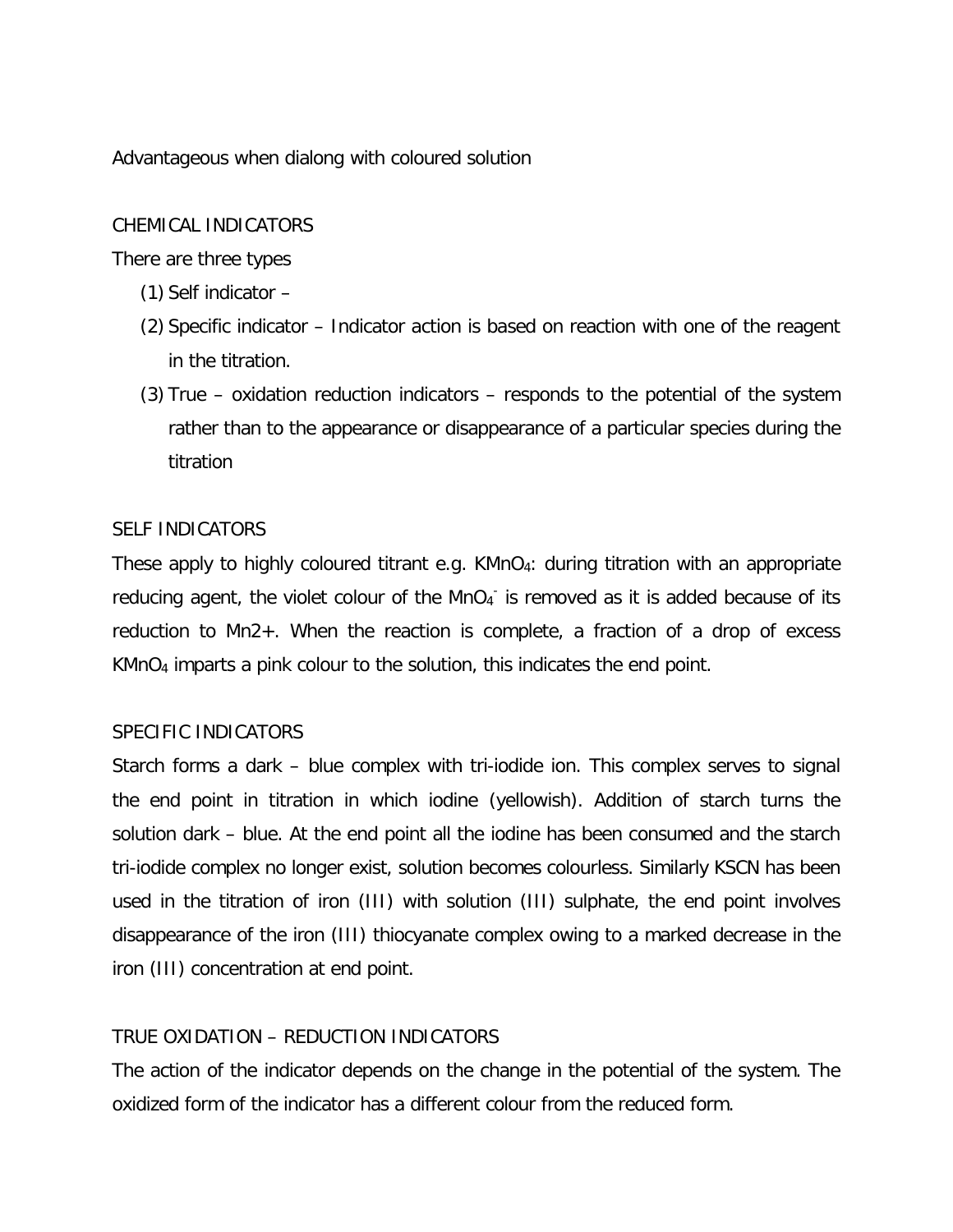Advantageous when dialong with coloured solution

CHEMICAL INDICATORS

There are three types

(1) Self indicator –
(2) Specific indicator – Indicator action is based on reaction with one of the reagent in the titration.
(3) True – oxidation reduction indicators – responds to the potential of the system rather than to the appearance or disappearance of a particular species during the titration

SELF INDICATORS

These apply to highly coloured titrant e.g. $KMnO_4$: during titration with an appropriate reducing agent, the violet colour of the $MnO_4^-$ is removed as it is added because of its reduction to Mn2+. When the reaction is complete, a fraction of a drop of excess $KMnO_4$ imparts a pink colour to the solution, this indicates the end point.

SPECIFIC INDICATORS

Starch forms a dark – blue complex with tri-iodide ion. This complex serves to signal the end point in titration in which iodine (yellowish). Addition of starch turns the solution dark – blue. At the end point all the iodine has been consumed and the starch tri-iodide complex no longer exist, solution becomes colourless. Similarly KSCN has been used in the titration of iron (III) with solution (III) sulphate, the end point involves disappearance of the iron (III) thiocyanate complex owing to a marked decrease in the iron (III) concentration at end point.

TRUE OXIDATION – REDUCTION INDICATORS

The action of the indicator depends on the change in the potential of the system. The oxidized form of the indicator has a different colour from the reduced form.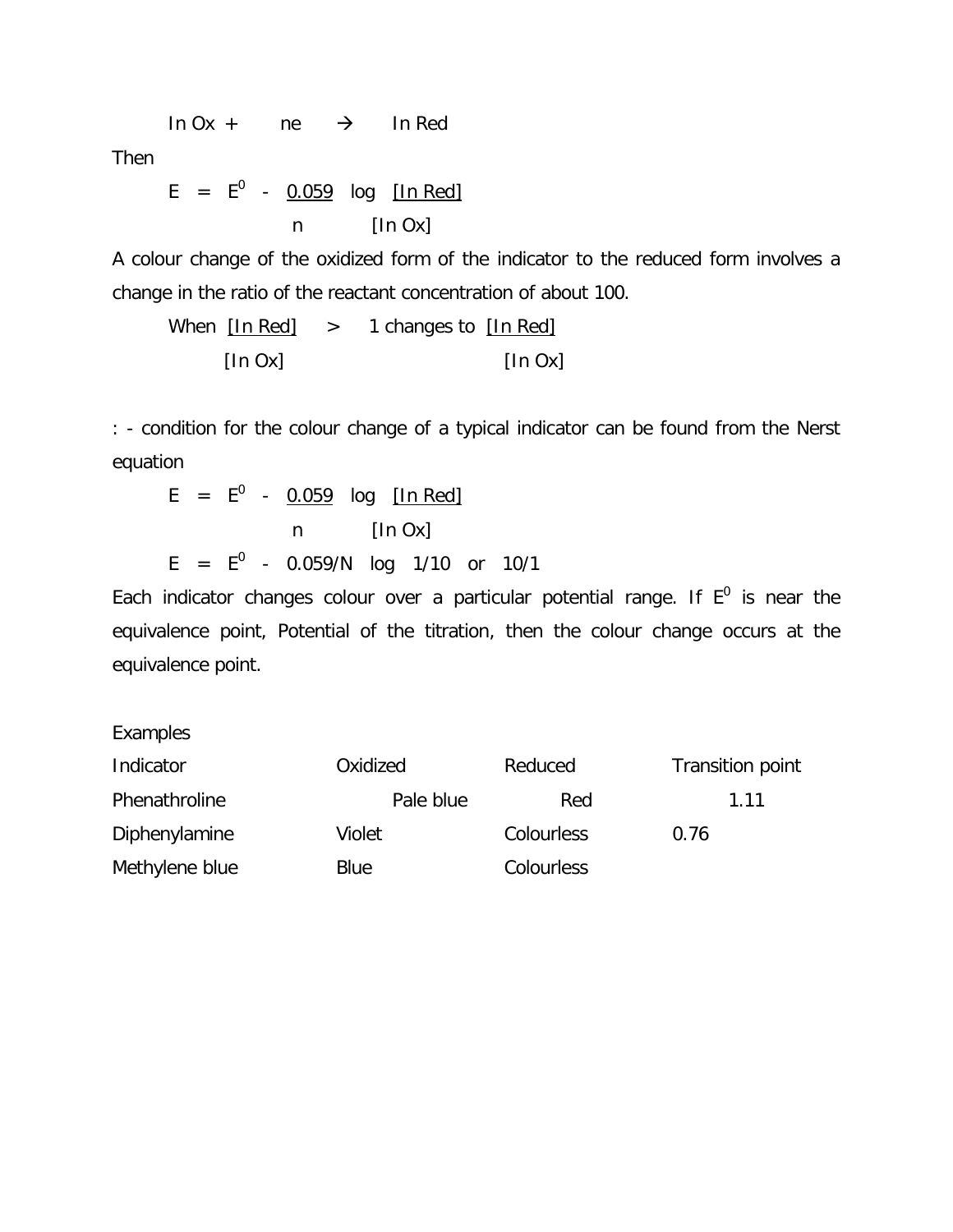$$In\ Ox + ne \rightarrow In\ Red$$

Then

$$E = E^0 - \frac{0.059}{n} \log \frac{[In\ Red]}{[In\ Ox]}$$

A colour change of the oxidized form of the indicator to the reduced form involves a change in the ratio of the reactant concentration of about 100.

When $\frac{[In\ Red]}{[In\ Ox]} > 1$ changes to $\frac{[In\ Red]}{[In\ Ox]}$

: - condition for the colour change of a typical indicator can be found from the Nerst equation

$$E = E^0 - \frac{0.059}{n} \log \frac{[In\ Red]}{[In\ Ox]}$$

$$E = E^0 - 0.059/N \log 1/10 \text{ or } 10/1$$

Each indicator changes colour over a particular potential range. If $E^0$ is near the equivalence point, Potential of the titration, then the colour change occurs at the equivalence point.

Examples

| Indicator | Oxidized | Reduced | Transition point |
|---|---|---|---|
| Phenathroline | Pale blue | Red | 1.11 |
| Diphenylamine | Violet | Colourless | 0.76 |
| Methylene blue | Blue | Colourless | |